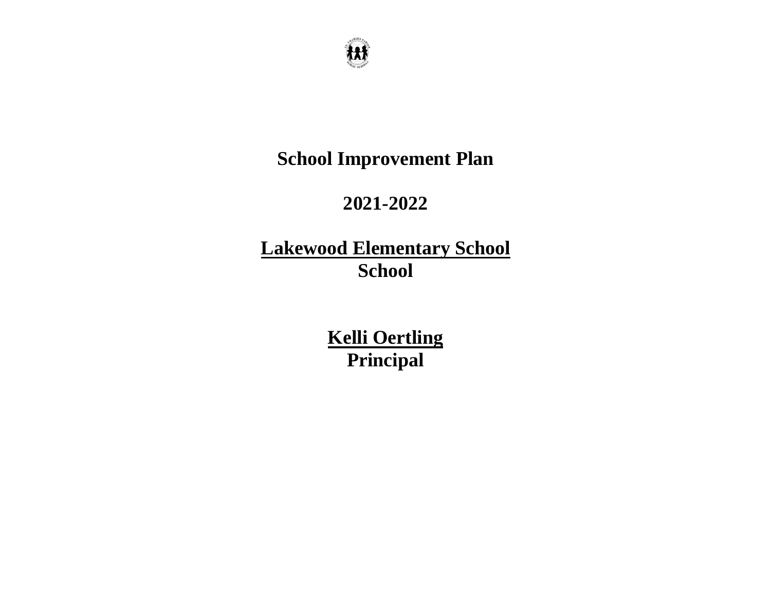# School Improvement Plan

## 2021-2022

**<u>Lakewood Elementary School</u>**
**School**

**<u>Kelli Oertling</u>**
**Principal**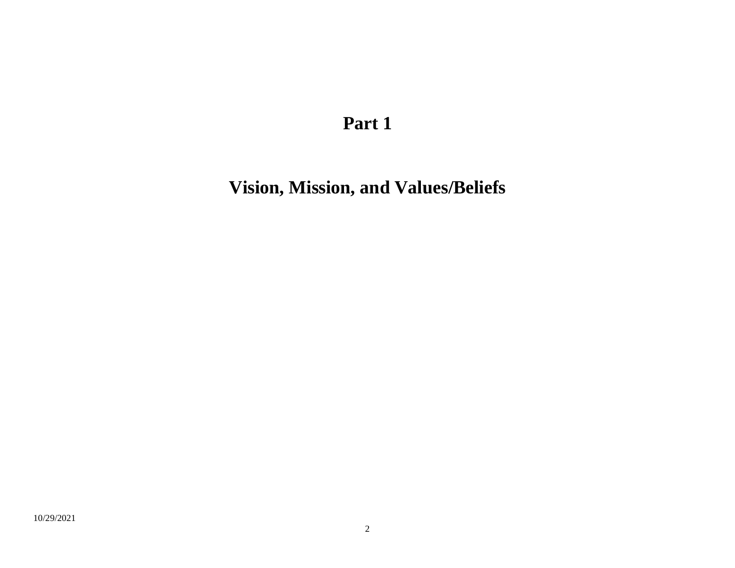# Part 1

# Vision, Mission, and Values/Beliefs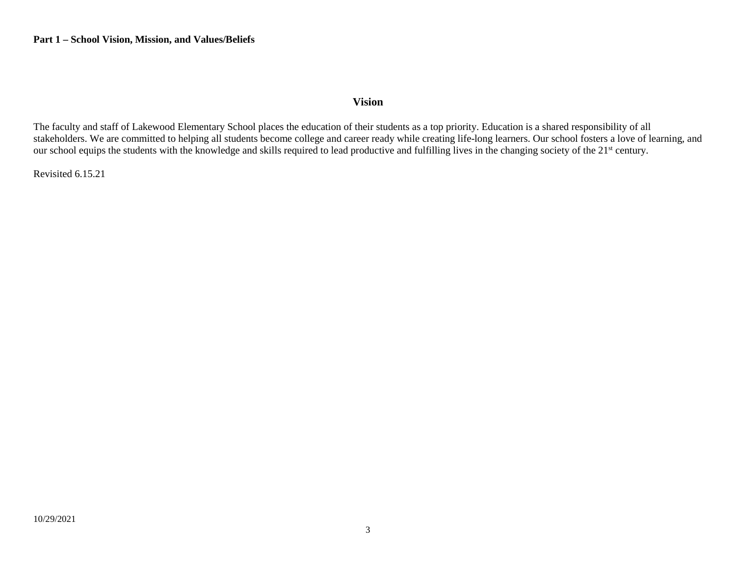**Part 1 – School Vision, Mission, and Values/Beliefs**

## Vision

The faculty and staff of Lakewood Elementary School places the education of their students as a top priority. Education is a shared responsibility of all stakeholders. We are committed to helping all students become college and career ready while creating life-long learners. Our school fosters a love of learning, and our school equips the students with the knowledge and skills required to lead productive and fulfilling lives in the changing society of the 21st century.

Revisited 6.15.21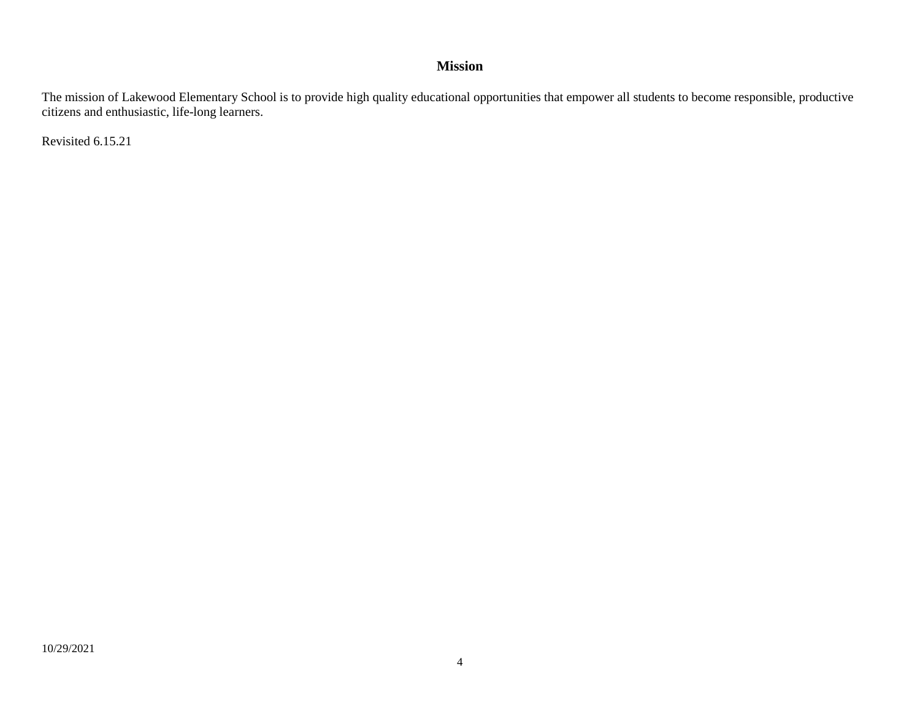## Mission

The mission of Lakewood Elementary School is to provide high quality educational opportunities that empower all students to become responsible, productive citizens and enthusiastic, life-long learners.

Revisited 6.15.21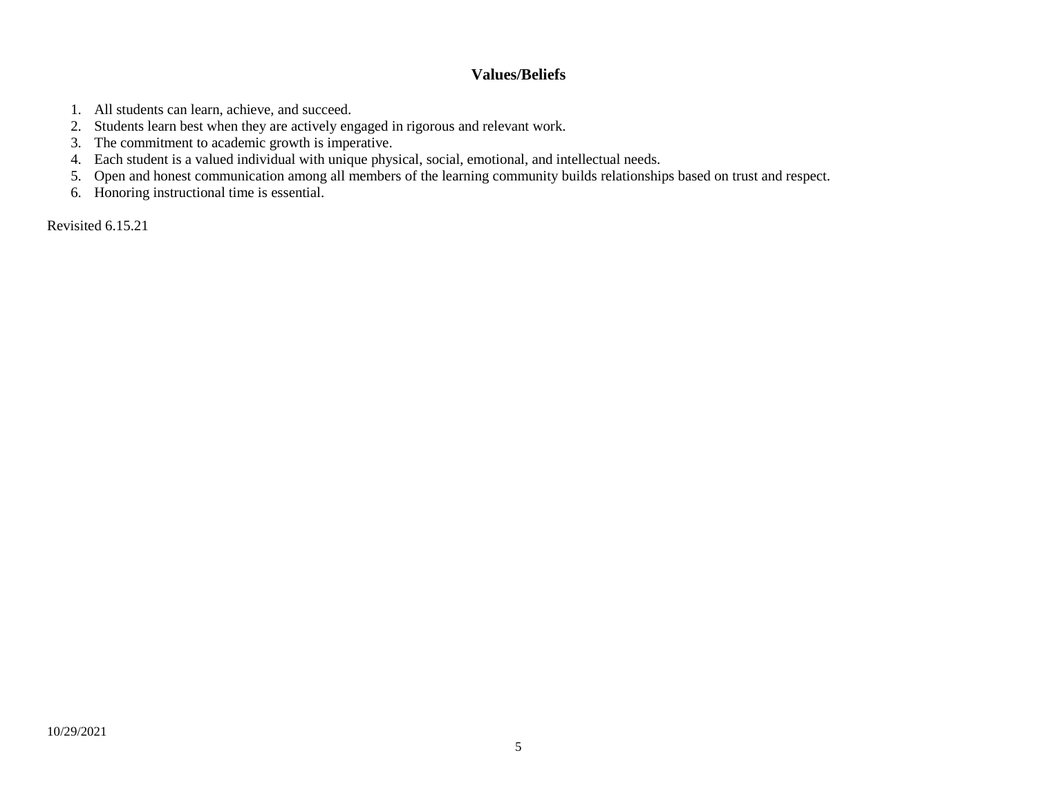## Values/Beliefs

1. All students can learn, achieve, and succeed.
2. Students learn best when they are actively engaged in rigorous and relevant work.
3. The commitment to academic growth is imperative.
4. Each student is a valued individual with unique physical, social, emotional, and intellectual needs.
5. Open and honest communication among all members of the learning community builds relationships based on trust and respect.
6. Honoring instructional time is essential.

Revisited 6.15.21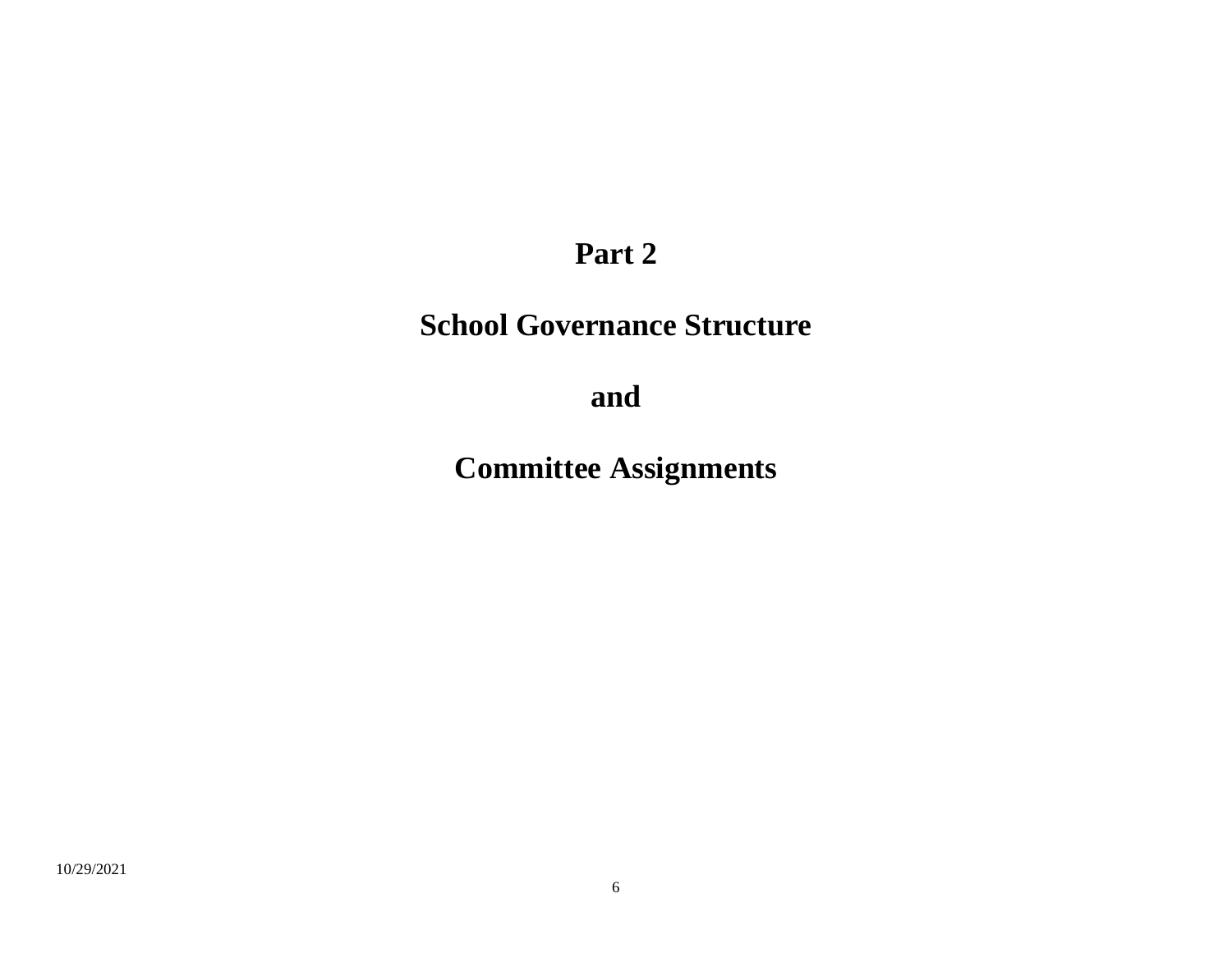# Part 2

# School Governance Structure

# and

# Committee Assignments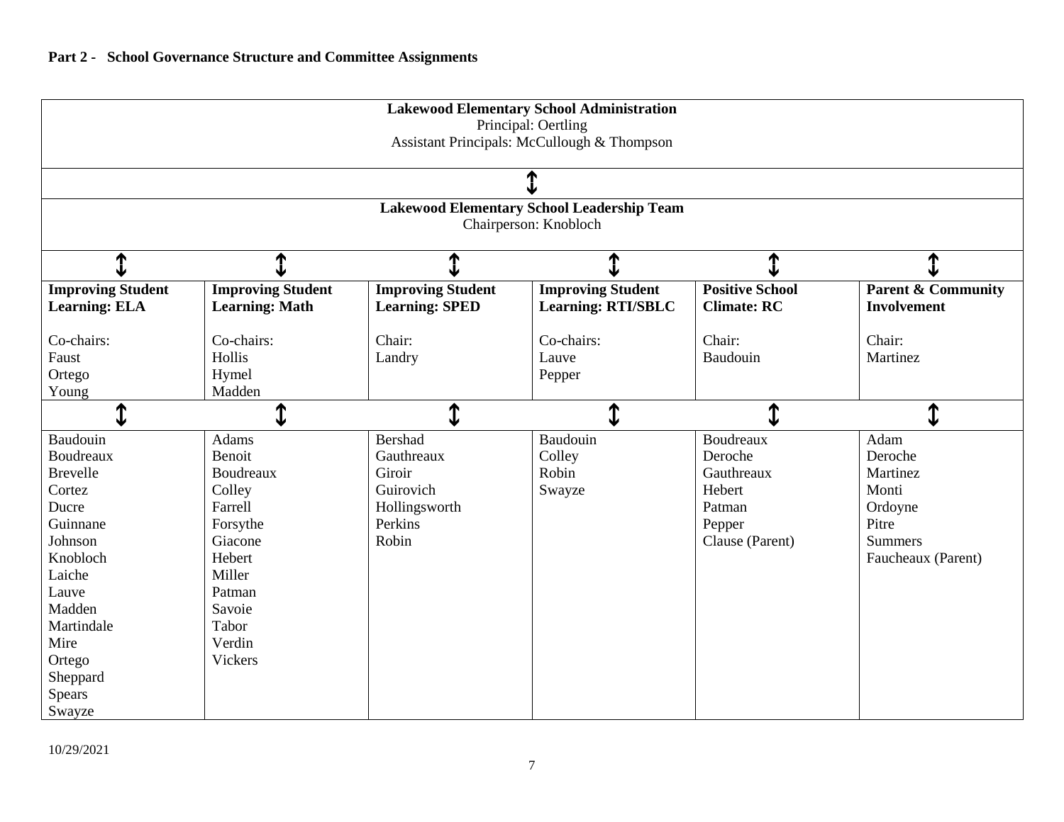**Part 2 - School Governance Structure and Committee Assignments**

| **Lakewood Elementary School Administration**<br>Principal: Oertling<br>Assistant Principals: McCullough & Thompson | | | | | |
|---|---|---|---|---|---|
| ↕ | | | | | |
| **Lakewood Elementary School Leadership Team**<br>Chairperson: Knobloch | | | | | |
| ↕ | ↕ | ↕ | ↕ | ↕ | ↕ |
| **Improving Student Learning: ELA**<br><br>Co-chairs:<br>Faust<br>Ortego<br>Young | **Improving Student Learning: Math**<br><br>Co-chairs:<br>Hollis<br>Hymel<br>Madden | **Improving Student Learning: SPED**<br><br>Chair:<br>Landry | **Improving Student Learning: RTI/SBLC**<br><br>Co-chairs:<br>Lauve<br>Pepper | **Positive School Climate: RC**<br><br>Chair:<br>Baudouin | **Parent & Community Involvement**<br><br>Chair:<br>Martinez |
| ↕ | ↕ | ↕ | ↕ | ↕ | ↕ |
| Baudouin<br>Boudreaux<br>Brevelle<br>Cortez<br>Ducre<br>Guinnane<br>Johnson<br>Knobloch<br>Laiche<br>Lauve<br>Madden<br>Martindale<br>Mire<br>Ortego<br>Sheppard<br>Spears<br>Swayze | Adams<br>Benoit<br>Boudreaux<br>Colley<br>Farrell<br>Forsythe<br>Giacone<br>Hebert<br>Miller<br>Patman<br>Savoie<br>Tabor<br>Verdin<br>Vickers | Bershad<br>Gauthreaux<br>Giroir<br>Guirovich<br>Hollingsworth<br>Perkins<br>Robin | Baudouin<br>Colley<br>Robin<br>Swayze | Boudreaux<br>Deroche<br>Gauthreaux<br>Hebert<br>Patman<br>Pepper<br>Clause (Parent) | Adam<br>Deroche<br>Martinez<br>Monti<br>Ordoyne<br>Pitre<br>Summers<br>Faucheaux (Parent) |

10/29/2021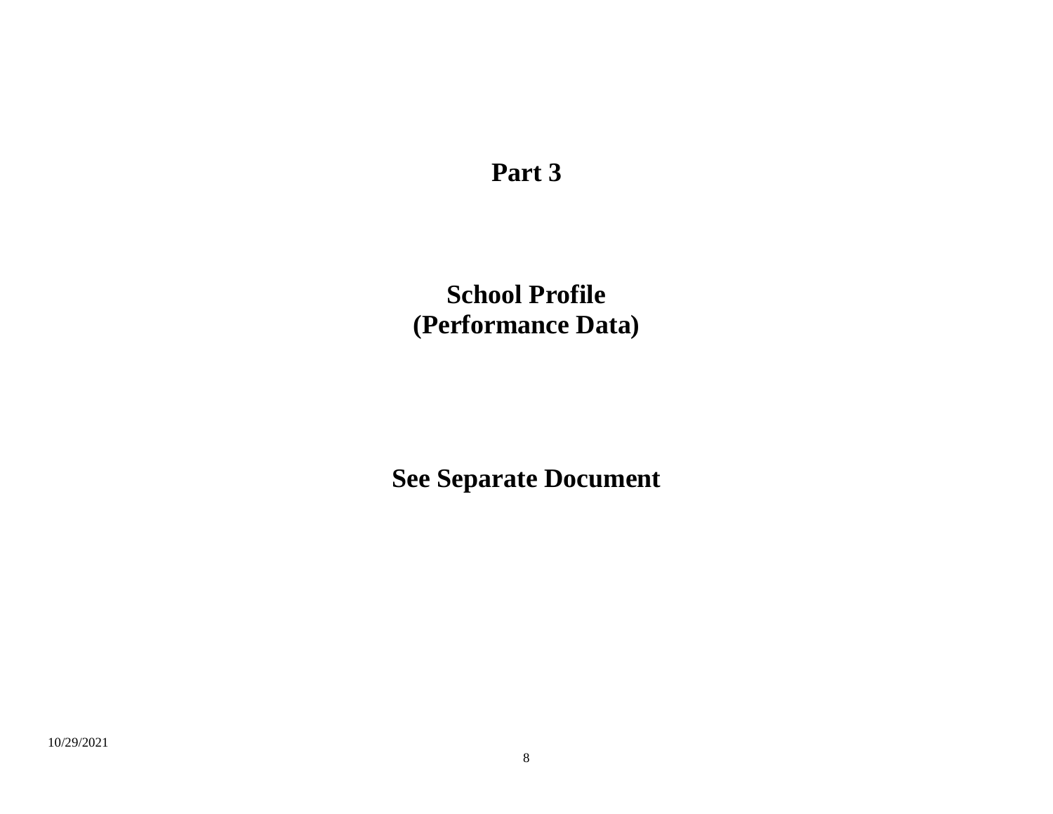# Part 3

## School Profile
## (Performance Data)

**See Separate Document**

10/29/2021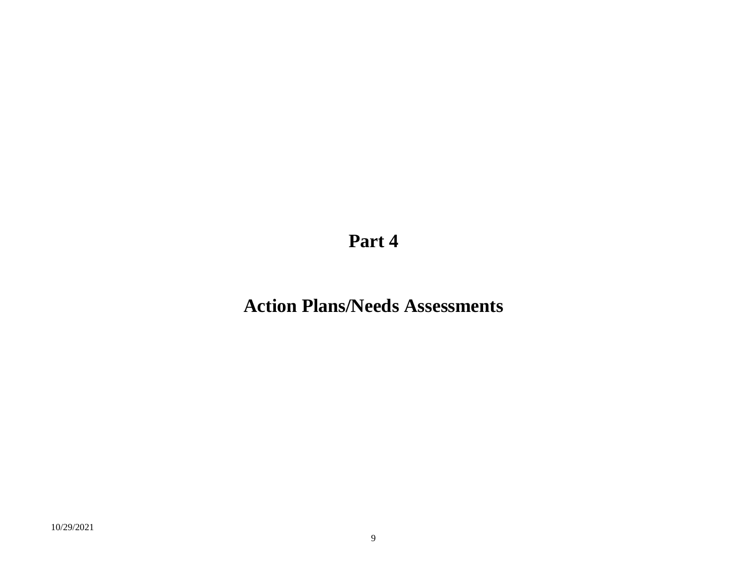# Part 4

# Action Plans/Needs Assessments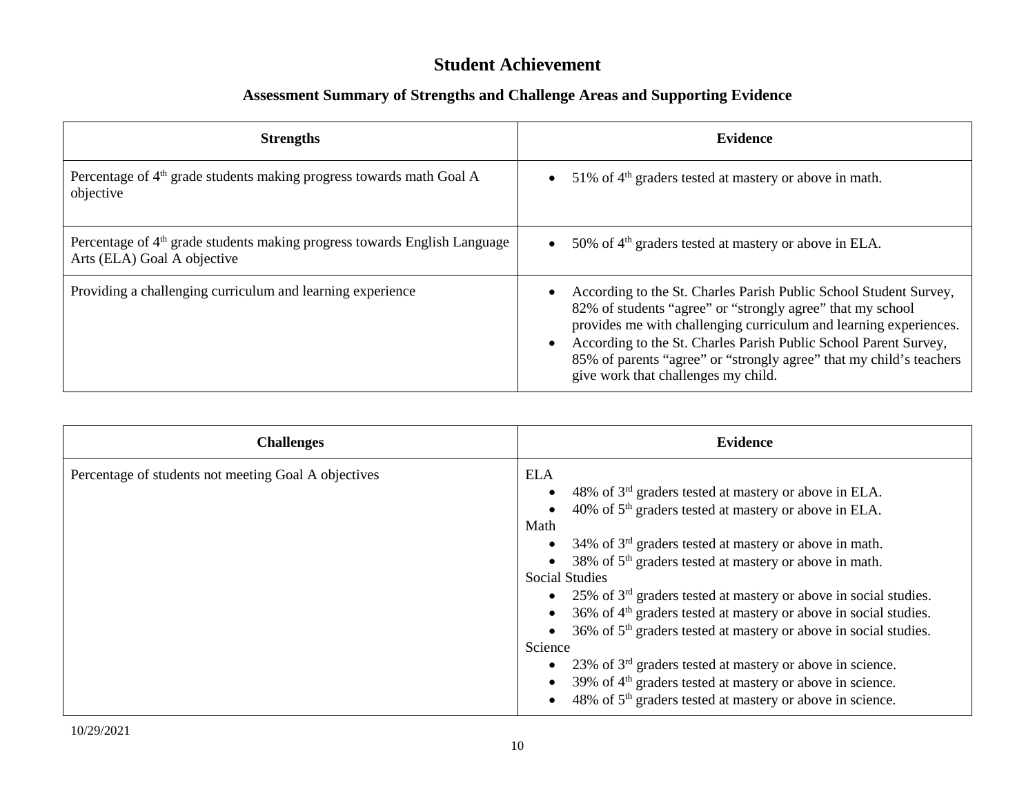# Student Achievement

## Assessment Summary of Strengths and Challenge Areas and Supporting Evidence

| Strengths | Evidence |
|---|---|
| Percentage of 4th grade students making progress towards math Goal A objective | • 51% of 4th graders tested at mastery or above in math. |
| Percentage of 4th grade students making progress towards English Language Arts (ELA) Goal A objective | • 50% of 4th graders tested at mastery or above in ELA. |
| Providing a challenging curriculum and learning experience | • According to the St. Charles Parish Public School Student Survey, 82% of students "agree" or "strongly agree" that my school provides me with challenging curriculum and learning experiences.<br>• According to the St. Charles Parish Public School Parent Survey, 85% of parents "agree" or "strongly agree" that my child's teachers give work that challenges my child. |

| Challenges | Evidence |
|---|---|
| Percentage of students not meeting Goal A objectives | ELA<br>• 48% of 3rd graders tested at mastery or above in ELA.<br>• 40% of 5th graders tested at mastery or above in ELA.<br>Math<br>• 34% of 3rd graders tested at mastery or above in math.<br>• 38% of 5th graders tested at mastery or above in math.<br>Social Studies<br>• 25% of 3rd graders tested at mastery or above in social studies.<br>• 36% of 4th graders tested at mastery or above in social studies.<br>• 36% of 5th graders tested at mastery or above in social studies.<br>Science<br>• 23% of 3rd graders tested at mastery or above in science.<br>• 39% of 4th graders tested at mastery or above in science.<br>• 48% of 5th graders tested at mastery or above in science. |

10/29/2021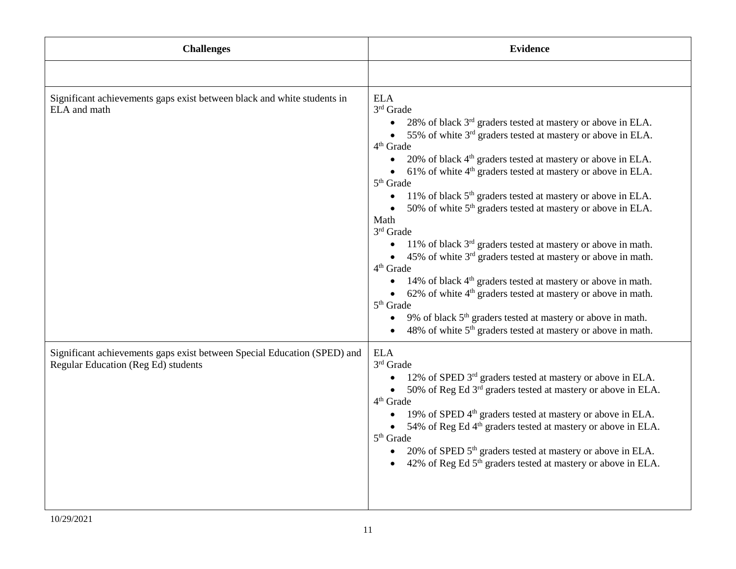| Challenges | Evidence |
|---|---|
| | |
| Significant achievements gaps exist between black and white students in ELA and math | ELA<br>3rd Grade<br>• 28% of black 3rd graders tested at mastery or above in ELA.<br>• 55% of white 3rd graders tested at mastery or above in ELA.<br>4th Grade<br>• 20% of black 4th graders tested at mastery or above in ELA.<br>• 61% of white 4th graders tested at mastery or above in ELA.<br>5th Grade<br>• 11% of black 5th graders tested at mastery or above in ELA.<br>• 50% of white 5th graders tested at mastery or above in ELA.<br>Math<br>3rd Grade<br>• 11% of black 3rd graders tested at mastery or above in math.<br>• 45% of white 3rd graders tested at mastery or above in math.<br>4th Grade<br>• 14% of black 4th graders tested at mastery or above in math.<br>• 62% of white 4th graders tested at mastery or above in math.<br>5th Grade<br>• 9% of black 5th graders tested at mastery or above in math.<br>• 48% of white 5th graders tested at mastery or above in math. |
| Significant achievements gaps exist between Special Education (SPED) and Regular Education (Reg Ed) students | ELA<br>3rd Grade<br>• 12% of SPED 3rd graders tested at mastery or above in ELA.<br>• 50% of Reg Ed 3rd graders tested at mastery or above in ELA.<br>4th Grade<br>• 19% of SPED 4th graders tested at mastery or above in ELA.<br>• 54% of Reg Ed 4th graders tested at mastery or above in ELA.<br>5th Grade<br>• 20% of SPED 5th graders tested at mastery or above in ELA.<br>• 42% of Reg Ed 5th graders tested at mastery or above in ELA. |

10/29/2021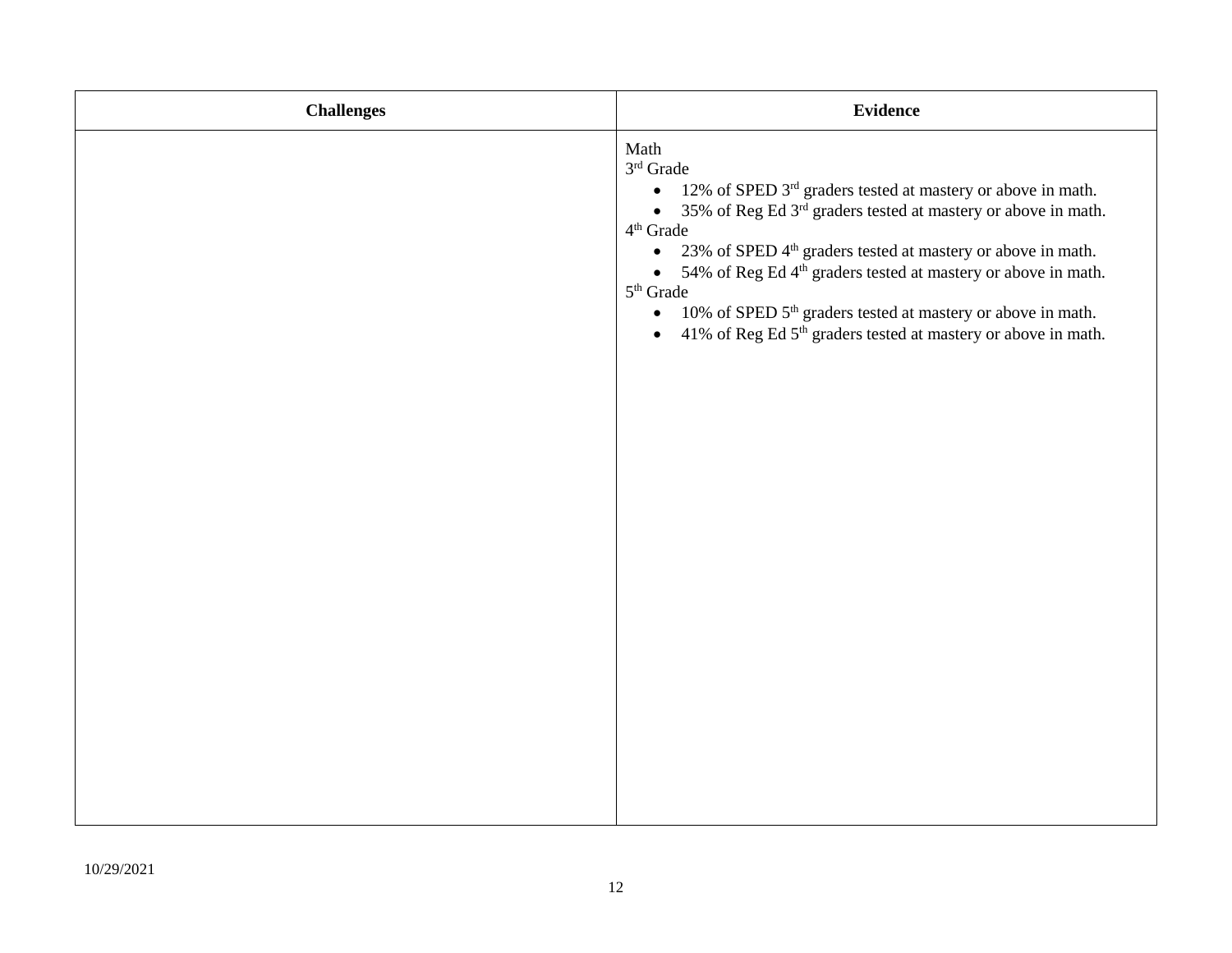| Challenges | Evidence |
| --- | --- |
| | Math<br>3rd Grade<br>• 12% of SPED 3rd graders tested at mastery or above in math.<br>• 35% of Reg Ed 3rd graders tested at mastery or above in math.<br>4th Grade<br>• 23% of SPED 4th graders tested at mastery or above in math.<br>• 54% of Reg Ed 4th graders tested at mastery or above in math.<br>5th Grade<br>• 10% of SPED 5th graders tested at mastery or above in math.<br>• 41% of Reg Ed 5th graders tested at mastery or above in math. |

10/29/2021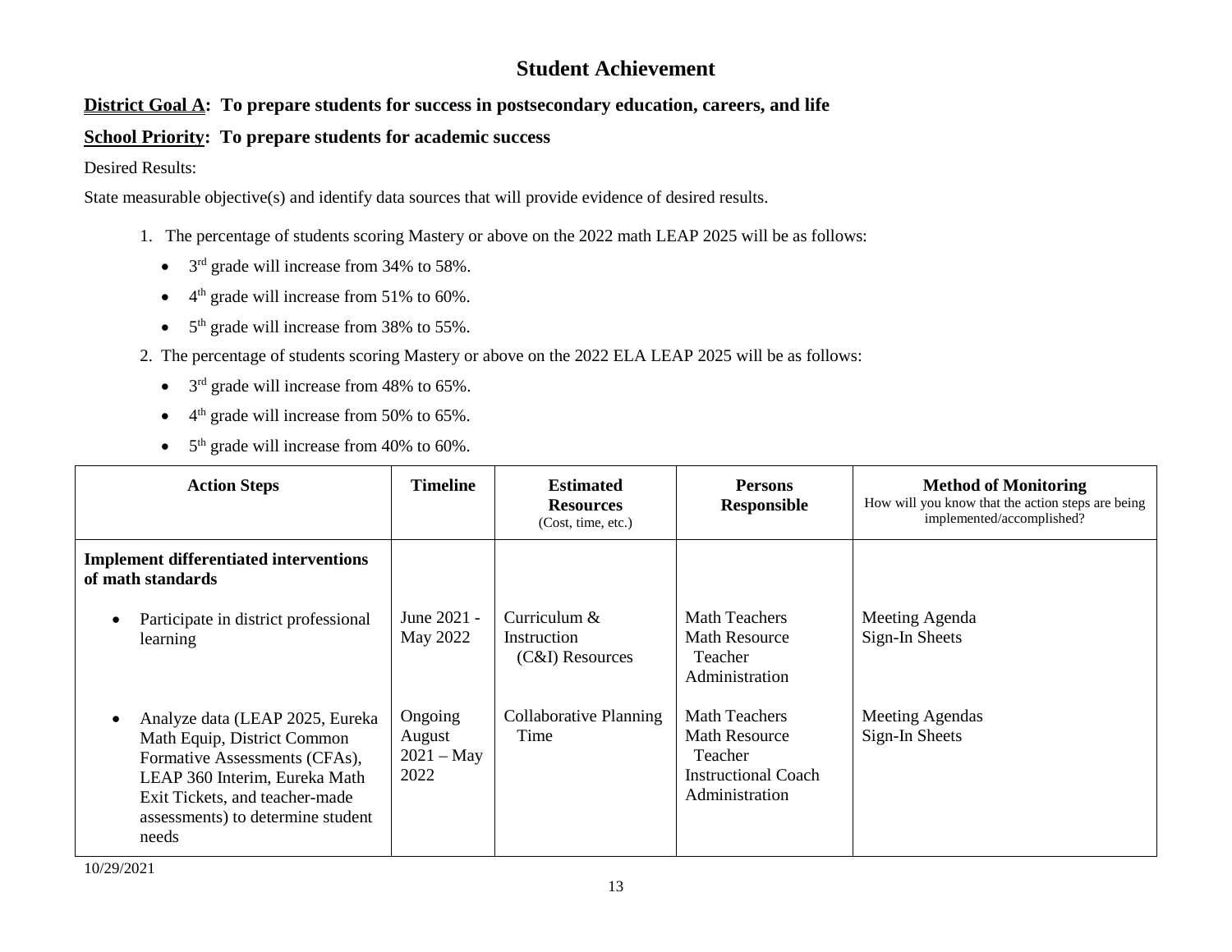# Student Achievement

**District Goal A: To prepare students for success in postsecondary education, careers, and life**

**School Priority: To prepare students for academic success**

Desired Results:

State measurable objective(s) and identify data sources that will provide evidence of desired results.

1. The percentage of students scoring Mastery or above on the 2022 math LEAP 2025 will be as follows:
   - 3rd grade will increase from 34% to 58%.
   - 4th grade will increase from 51% to 60%.
   - 5th grade will increase from 38% to 55%.
2. The percentage of students scoring Mastery or above on the 2022 ELA LEAP 2025 will be as follows:
   - 3rd grade will increase from 48% to 65%.
   - 4th grade will increase from 50% to 65%.
   - 5th grade will increase from 40% to 60%.

| Action Steps | Timeline | Estimated Resources (Cost, time, etc.) | Persons Responsible | Method of Monitoring How will you know that the action steps are being implemented/accomplished? |
|---|---|---|---|---|
| **Implement differentiated interventions of math standards** | | | | |
| • Participate in district professional learning | June 2021 - May 2022 | Curriculum & Instruction (C&I) Resources | Math Teachers<br>Math Resource Teacher<br>Administration | Meeting Agenda<br>Sign-In Sheets |
| • Analyze data (LEAP 2025, Eureka Math Equip, District Common Formative Assessments (CFAs), LEAP 360 Interim, Eureka Math Exit Tickets, and teacher-made assessments) to determine student needs | Ongoing August 2021 – May 2022 | Collaborative Planning Time | Math Teachers<br>Math Resource Teacher<br>Instructional Coach<br>Administration | Meeting Agendas<br>Sign-In Sheets |

10/29/2021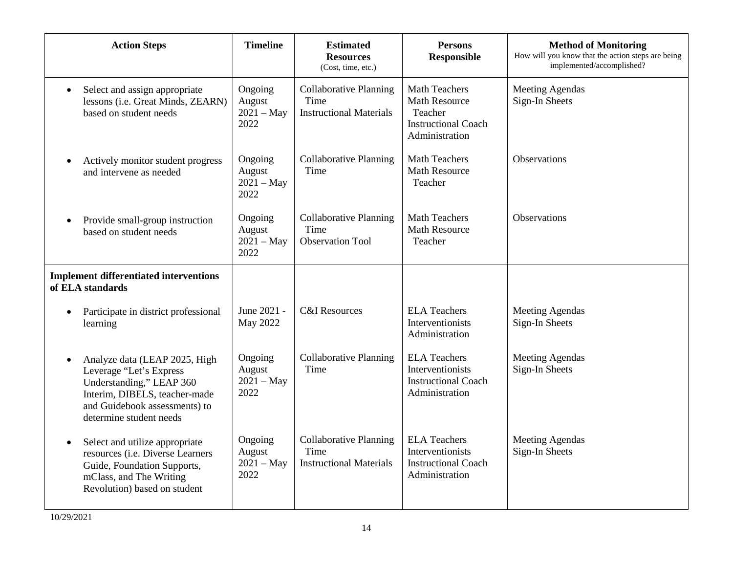| Action Steps | Timeline | Estimated Resources (Cost, time, etc.) | Persons Responsible | Method of Monitoring How will you know that the action steps are being implemented/accomplished? |
|---|---|---|---|---|
| • Select and assign appropriate lessons (i.e. Great Minds, ZEARN) based on student needs | Ongoing August 2021 – May 2022 | Collaborative Planning Time<br>Instructional Materials | Math Teachers<br>Math Resource Teacher<br>Instructional Coach<br>Administration | Meeting Agendas<br>Sign-In Sheets |
| • Actively monitor student progress and intervene as needed | Ongoing August 2021 – May 2022 | Collaborative Planning Time | Math Teachers<br>Math Resource Teacher | Observations |
| • Provide small-group instruction based on student needs | Ongoing August 2021 – May 2022 | Collaborative Planning Time<br>Observation Tool | Math Teachers<br>Math Resource Teacher | Observations |
| **Implement differentiated interventions of ELA standards** | | | | |
| • Participate in district professional learning | June 2021 - May 2022 | C&I Resources | ELA Teachers<br>Interventionists<br>Administration | Meeting Agendas<br>Sign-In Sheets |
| • Analyze data (LEAP 2025, High Leverage "Let's Express Understanding," LEAP 360 Interim, DIBELS, teacher-made and Guidebook assessments) to determine student needs | Ongoing August 2021 – May 2022 | Collaborative Planning Time | ELA Teachers<br>Interventionists<br>Instructional Coach<br>Administration | Meeting Agendas<br>Sign-In Sheets |
| • Select and utilize appropriate resources (i.e. Diverse Learners Guide, Foundation Supports, mClass, and The Writing Revolution) based on student | Ongoing August 2021 – May 2022 | Collaborative Planning Time<br>Instructional Materials | ELA Teachers<br>Interventionists<br>Instructional Coach<br>Administration | Meeting Agendas<br>Sign-In Sheets |

10/29/2021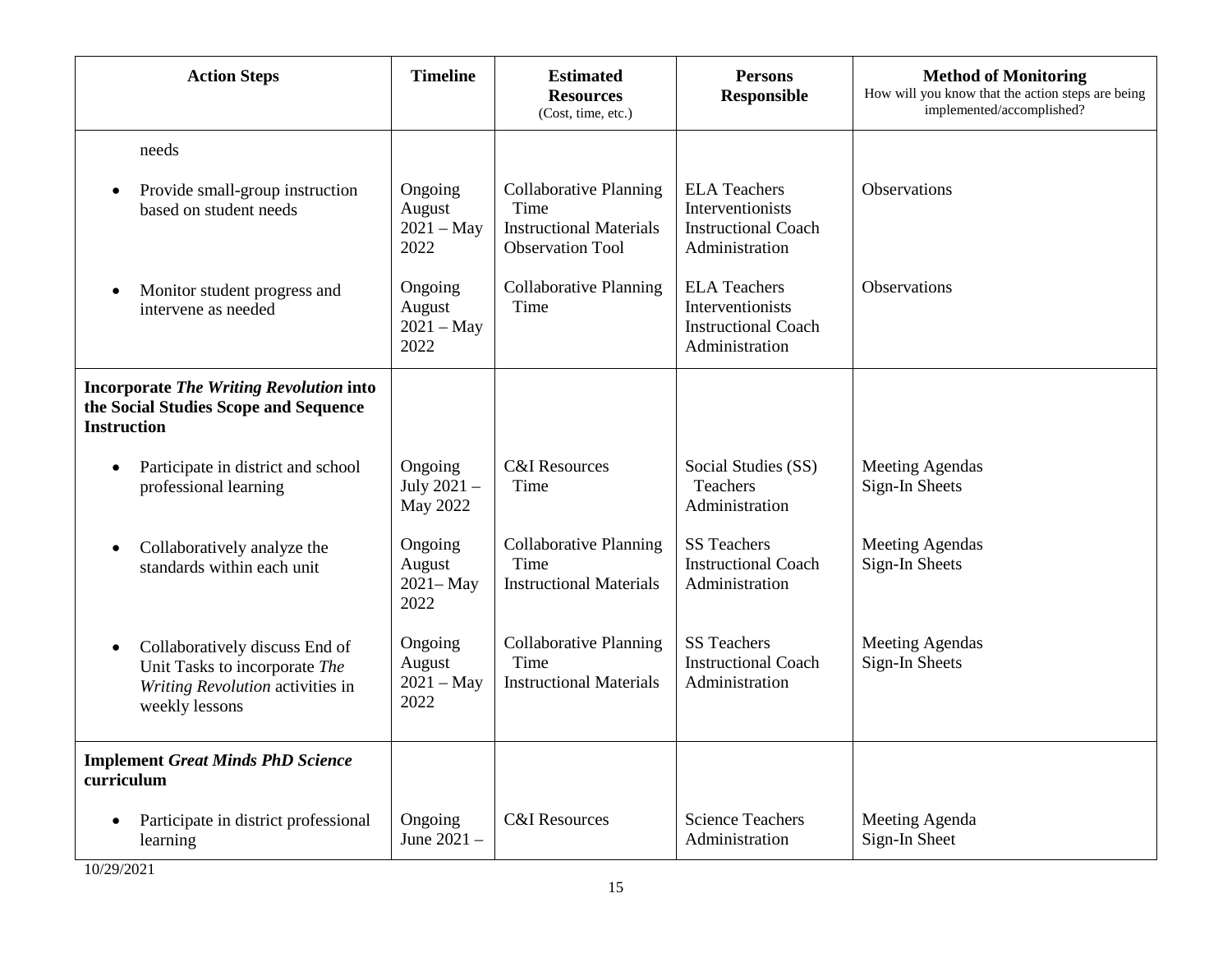| Action Steps | Timeline | Estimated Resources (Cost, time, etc.) | Persons Responsible | Method of Monitoring How will you know that the action steps are being implemented/accomplished? |
|---|---|---|---|---|
| needs | | | | |
| • Provide small-group instruction based on student needs | Ongoing August 2021 – May 2022 | Collaborative Planning Time<br>Instructional Materials<br>Observation Tool | ELA Teachers<br>Interventionists<br>Instructional Coach<br>Administration | Observations |
| • Monitor student progress and intervene as needed | Ongoing August 2021 – May 2022 | Collaborative Planning Time | ELA Teachers<br>Interventionists<br>Instructional Coach<br>Administration | Observations |
| **Incorporate *The Writing Revolution* into the Social Studies Scope and Sequence Instruction** | | | | |
| • Participate in district and school professional learning | Ongoing July 2021 – May 2022 | C&I Resources<br>Time | Social Studies (SS) Teachers<br>Administration | Meeting Agendas<br>Sign-In Sheets |
| • Collaboratively analyze the standards within each unit | Ongoing August 2021– May 2022 | Collaborative Planning Time<br>Instructional Materials | SS Teachers<br>Instructional Coach<br>Administration | Meeting Agendas<br>Sign-In Sheets |
| • Collaboratively discuss End of Unit Tasks to incorporate *The Writing Revolution* activities in weekly lessons | Ongoing August 2021 – May 2022 | Collaborative Planning Time<br>Instructional Materials | SS Teachers<br>Instructional Coach<br>Administration | Meeting Agendas<br>Sign-In Sheets |
| **Implement *Great Minds PhD Science* curriculum** | | | | |
| • Participate in district professional learning | Ongoing June 2021 – | C&I Resources | Science Teachers<br>Administration | Meeting Agenda<br>Sign-In Sheet |

10/29/2021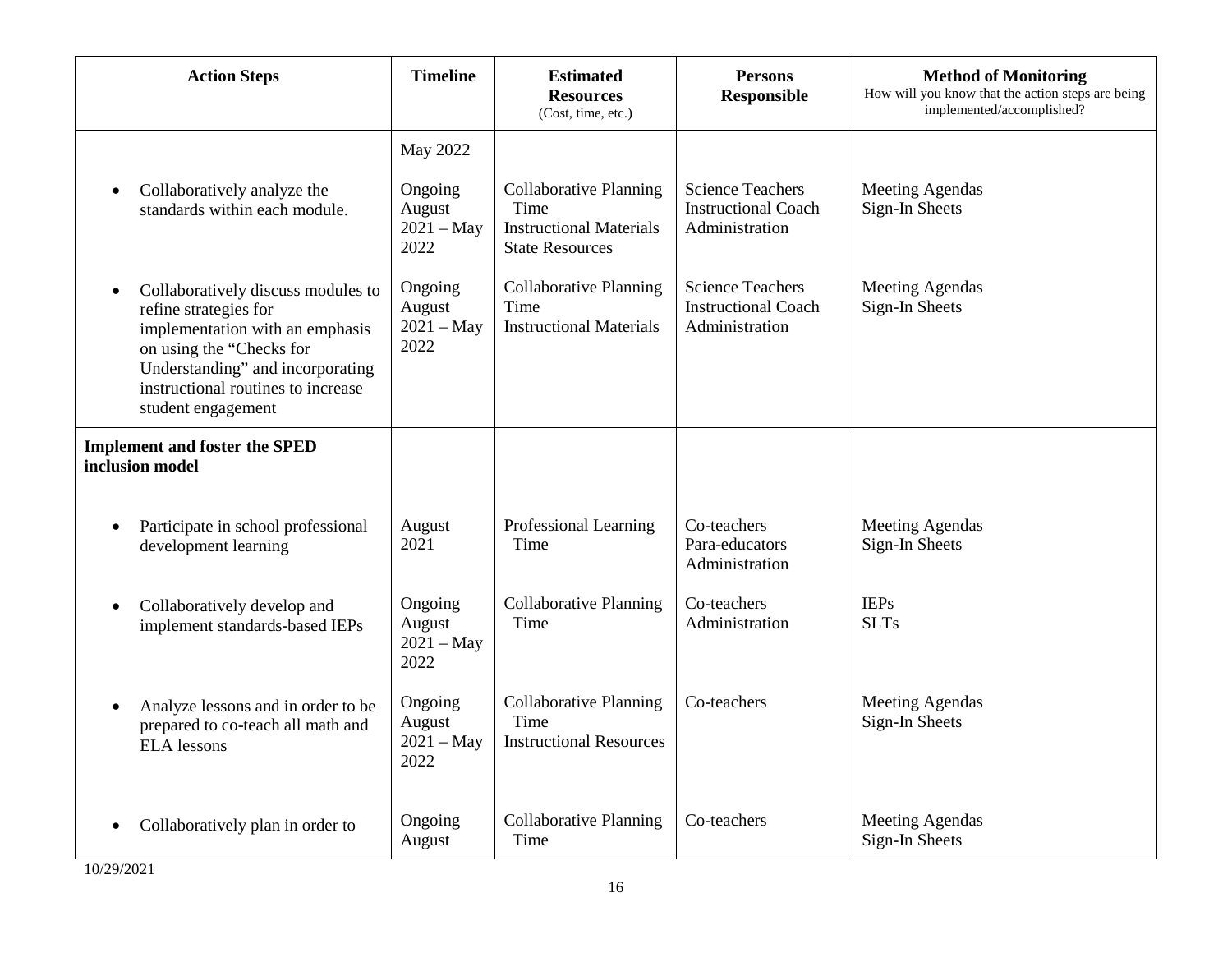| Action Steps | Timeline | Estimated Resources (Cost, time, etc.) | Persons Responsible | Method of Monitoring How will you know that the action steps are being implemented/accomplished? |
|---|---|---|---|---|
| | May 2022 | | | |
| • Collaboratively analyze the standards within each module. | Ongoing August 2021 – May 2022 | Collaborative Planning Time<br>Instructional Materials<br>State Resources | Science Teachers<br>Instructional Coach<br>Administration | Meeting Agendas<br>Sign-In Sheets |
| • Collaboratively discuss modules to refine strategies for implementation with an emphasis on using the "Checks for Understanding" and incorporating instructional routines to increase student engagement | Ongoing August 2021 – May 2022 | Collaborative Planning Time<br>Instructional Materials | Science Teachers<br>Instructional Coach<br>Administration | Meeting Agendas<br>Sign-In Sheets |
| **Implement and foster the SPED inclusion model** | | | | |
| • Participate in school professional development learning | August 2021 | Professional Learning Time | Co-teachers<br>Para-educators<br>Administration | Meeting Agendas<br>Sign-In Sheets |
| • Collaboratively develop and implement standards-based IEPs | Ongoing August 2021 – May 2022 | Collaborative Planning Time | Co-teachers<br>Administration | IEPs<br>SLTs |
| • Analyze lessons and in order to be prepared to co-teach all math and ELA lessons | Ongoing August 2021 – May 2022 | Collaborative Planning Time<br>Instructional Resources | Co-teachers | Meeting Agendas<br>Sign-In Sheets |
| • Collaboratively plan in order to | Ongoing August | Collaborative Planning Time | Co-teachers | Meeting Agendas<br>Sign-In Sheets |

10/29/2021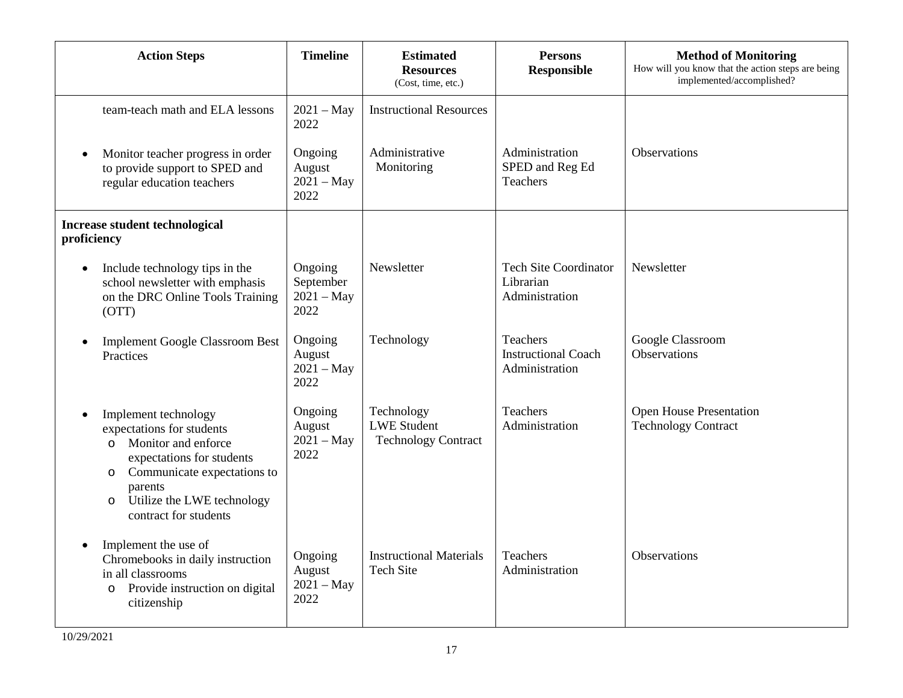| Action Steps | Timeline | Estimated Resources (Cost, time, etc.) | Persons Responsible | Method of Monitoring How will you know that the action steps are being implemented/accomplished? |
|---|---|---|---|---|
| team-teach math and ELA lessons | 2021 – May 2022 | Instructional Resources | | |
| • Monitor teacher progress in order to provide support to SPED and regular education teachers | Ongoing August 2021 – May 2022 | Administrative Monitoring | Administration SPED and Reg Ed Teachers | Observations |
| **Increase student technological proficiency** | | | | |
| • Include technology tips in the school newsletter with emphasis on the DRC Online Tools Training (OTT) | Ongoing September 2021 – May 2022 | Newsletter | Tech Site Coordinator Librarian Administration | Newsletter |
| • Implement Google Classroom Best Practices | Ongoing August 2021 – May 2022 | Technology | Teachers Instructional Coach Administration | Google Classroom Observations |
| • Implement technology expectations for students<br>o Monitor and enforce expectations for students<br>o Communicate expectations to parents<br>o Utilize the LWE technology contract for students | Ongoing August 2021 – May 2022 | Technology LWE Student Technology Contract | Teachers Administration | Open House Presentation Technology Contract |
| • Implement the use of Chromebooks in daily instruction in all classrooms<br>o Provide instruction on digital citizenship | Ongoing August 2021 – May 2022 | Instructional Materials Tech Site | Teachers Administration | Observations |

10/29/2021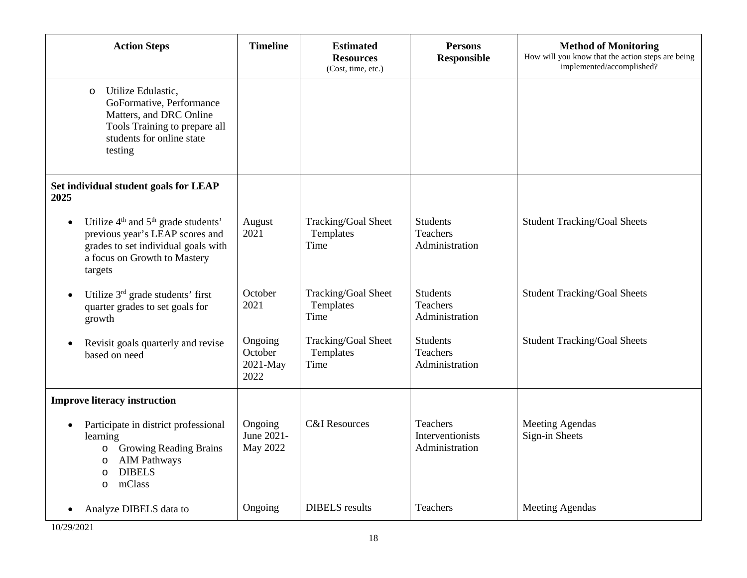| Action Steps | Timeline | Estimated Resources (Cost, time, etc.) | Persons Responsible | Method of Monitoring How will you know that the action steps are being implemented/accomplished? |
|---|---|---|---|---|
| o Utilize Edulastic, GoFormative, Performance Matters, and DRC Online Tools Training to prepare all students for online state testing | | | | |
| **Set individual student goals for LEAP 2025** | | | | |
| • Utilize 4th and 5th grade students' previous year's LEAP scores and grades to set individual goals with a focus on Growth to Mastery targets | August 2021 | Tracking/Goal Sheet Templates<br>Time | Students<br>Teachers<br>Administration | Student Tracking/Goal Sheets |
| • Utilize 3rd grade students' first quarter grades to set goals for growth | October 2021 | Tracking/Goal Sheet Templates<br>Time | Students<br>Teachers<br>Administration | Student Tracking/Goal Sheets |
| • Revisit goals quarterly and revise based on need | Ongoing October 2021-May 2022 | Tracking/Goal Sheet Templates<br>Time | Students<br>Teachers<br>Administration | Student Tracking/Goal Sheets |
| **Improve literacy instruction** | | | | |
| • Participate in district professional learning<br>o Growing Reading Brains<br>o AIM Pathways<br>o DIBELS<br>o mClass | Ongoing June 2021-May 2022 | C&I Resources | Teachers<br>Interventionists<br>Administration | Meeting Agendas<br>Sign-in Sheets |
| • Analyze DIBELS data to | Ongoing | DIBELS results | Teachers | Meeting Agendas |

10/29/2021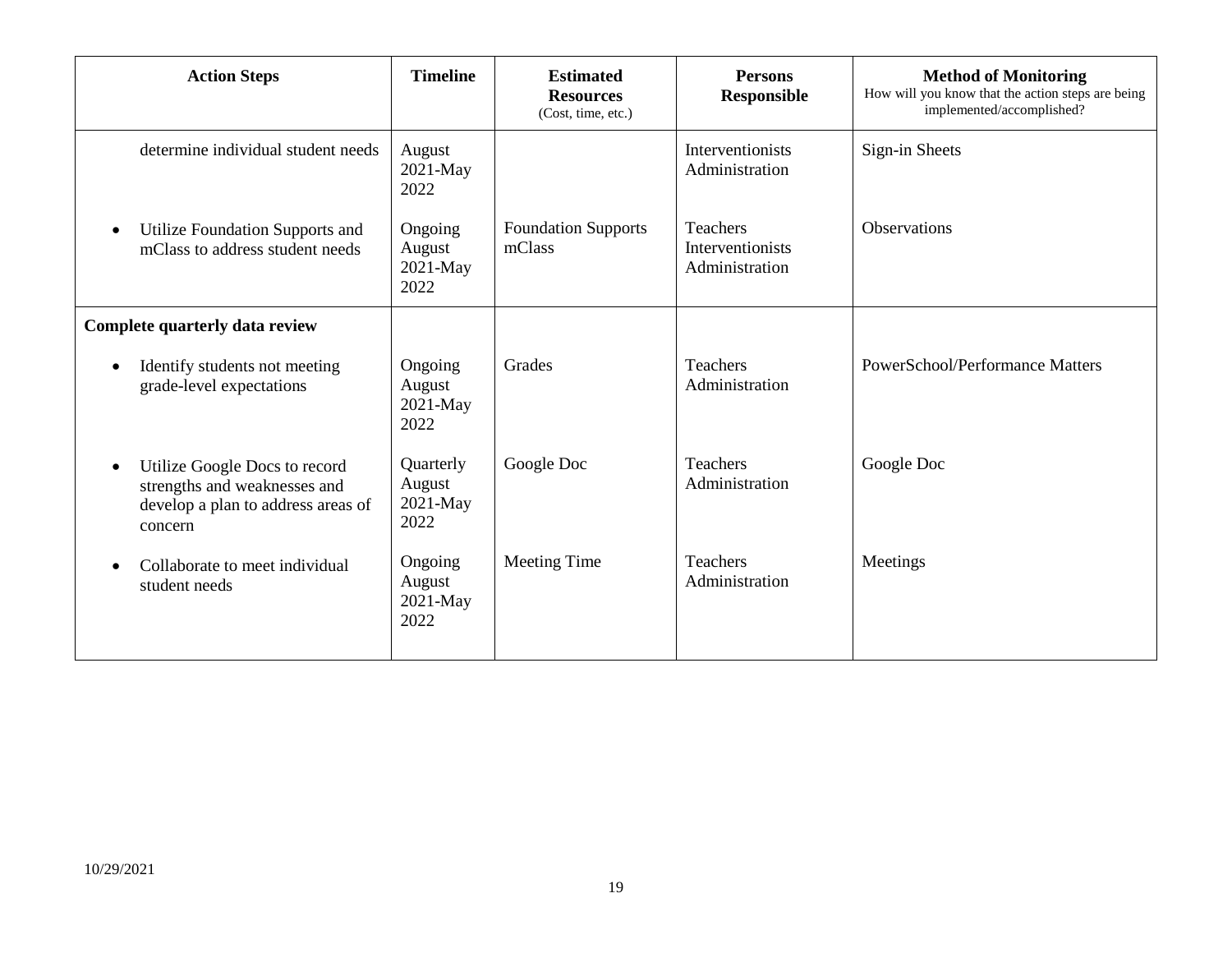| Action Steps | Timeline | Estimated Resources (Cost, time, etc.) | Persons Responsible | Method of Monitoring How will you know that the action steps are being implemented/accomplished? |
|---|---|---|---|---|
| determine individual student needs | August 2021-May 2022 | | Interventionists Administration | Sign-in Sheets |
| • Utilize Foundation Supports and mClass to address student needs | Ongoing August 2021-May 2022 | Foundation Supports mClass | Teachers Interventionists Administration | Observations |
| **Complete quarterly data review** | | | | |
| • Identify students not meeting grade-level expectations | Ongoing August 2021-May 2022 | Grades | Teachers Administration | PowerSchool/Performance Matters |
| • Utilize Google Docs to record strengths and weaknesses and develop a plan to address areas of concern | Quarterly August 2021-May 2022 | Google Doc | Teachers Administration | Google Doc |
| • Collaborate to meet individual student needs | Ongoing August 2021-May 2022 | Meeting Time | Teachers Administration | Meetings |

10/29/2021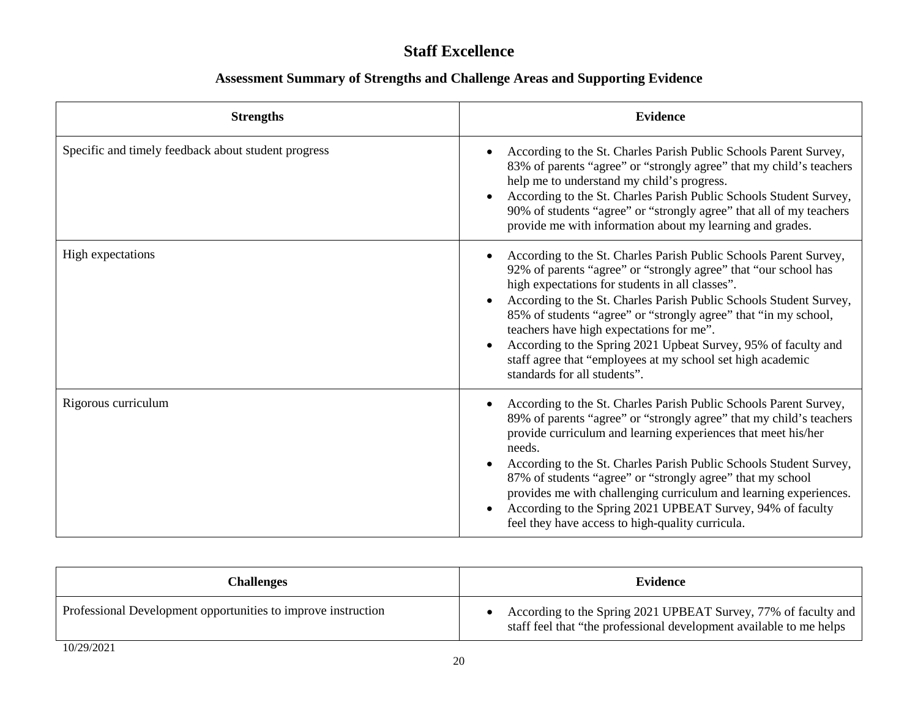# Staff Excellence

## Assessment Summary of Strengths and Challenge Areas and Supporting Evidence

| Strengths | Evidence |
| --- | --- |
| Specific and timely feedback about student progress | • According to the St. Charles Parish Public Schools Parent Survey, 83% of parents "agree" or "strongly agree" that my child's teachers help me to understand my child's progress.<br>• According to the St. Charles Parish Public Schools Student Survey, 90% of students "agree" or "strongly agree" that all of my teachers provide me with information about my learning and grades. |
| High expectations | • According to the St. Charles Parish Public Schools Parent Survey, 92% of parents "agree" or "strongly agree" that "our school has high expectations for students in all classes".<br>• According to the St. Charles Parish Public Schools Student Survey, 85% of students "agree" or "strongly agree" that "in my school, teachers have high expectations for me".<br>• According to the Spring 2021 Upbeat Survey, 95% of faculty and staff agree that "employees at my school set high academic standards for all students". |
| Rigorous curriculum | • According to the St. Charles Parish Public Schools Parent Survey, 89% of parents "agree" or "strongly agree" that my child's teachers provide curriculum and learning experiences that meet his/her needs.<br>• According to the St. Charles Parish Public Schools Student Survey, 87% of students "agree" or "strongly agree" that my school provides me with challenging curriculum and learning experiences.<br>• According to the Spring 2021 UPBEAT Survey, 94% of faculty feel they have access to high-quality curricula. |

| Challenges | Evidence |
| --- | --- |
| Professional Development opportunities to improve instruction | • According to the Spring 2021 UPBEAT Survey, 77% of faculty and staff feel that "the professional development available to me helps |

10/29/2021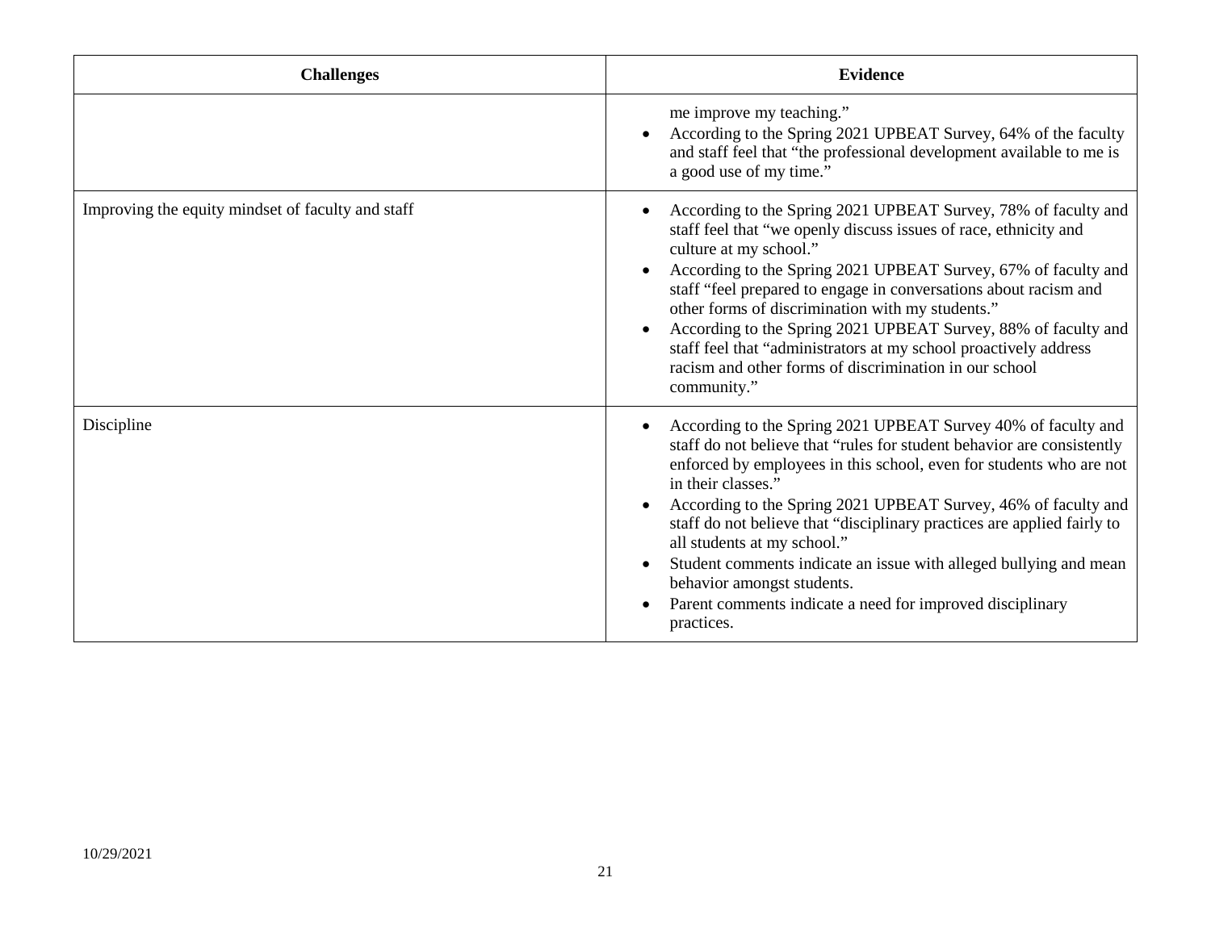| Challenges | Evidence |
| --- | --- |
| | me improve my teaching."<br>• According to the Spring 2021 UPBEAT Survey, 64% of the faculty and staff feel that "the professional development available to me is a good use of my time." |
| Improving the equity mindset of faculty and staff | • According to the Spring 2021 UPBEAT Survey, 78% of faculty and staff feel that "we openly discuss issues of race, ethnicity and culture at my school."<br>• According to the Spring 2021 UPBEAT Survey, 67% of faculty and staff "feel prepared to engage in conversations about racism and other forms of discrimination with my students."<br>• According to the Spring 2021 UPBEAT Survey, 88% of faculty and staff feel that "administrators at my school proactively address racism and other forms of discrimination in our school community." |
| Discipline | • According to the Spring 2021 UPBEAT Survey 40% of faculty and staff do not believe that "rules for student behavior are consistently enforced by employees in this school, even for students who are not in their classes."<br>• According to the Spring 2021 UPBEAT Survey, 46% of faculty and staff do not believe that "disciplinary practices are applied fairly to all students at my school."<br>• Student comments indicate an issue with alleged bullying and mean behavior amongst students.<br>• Parent comments indicate a need for improved disciplinary practices. |

10/29/2021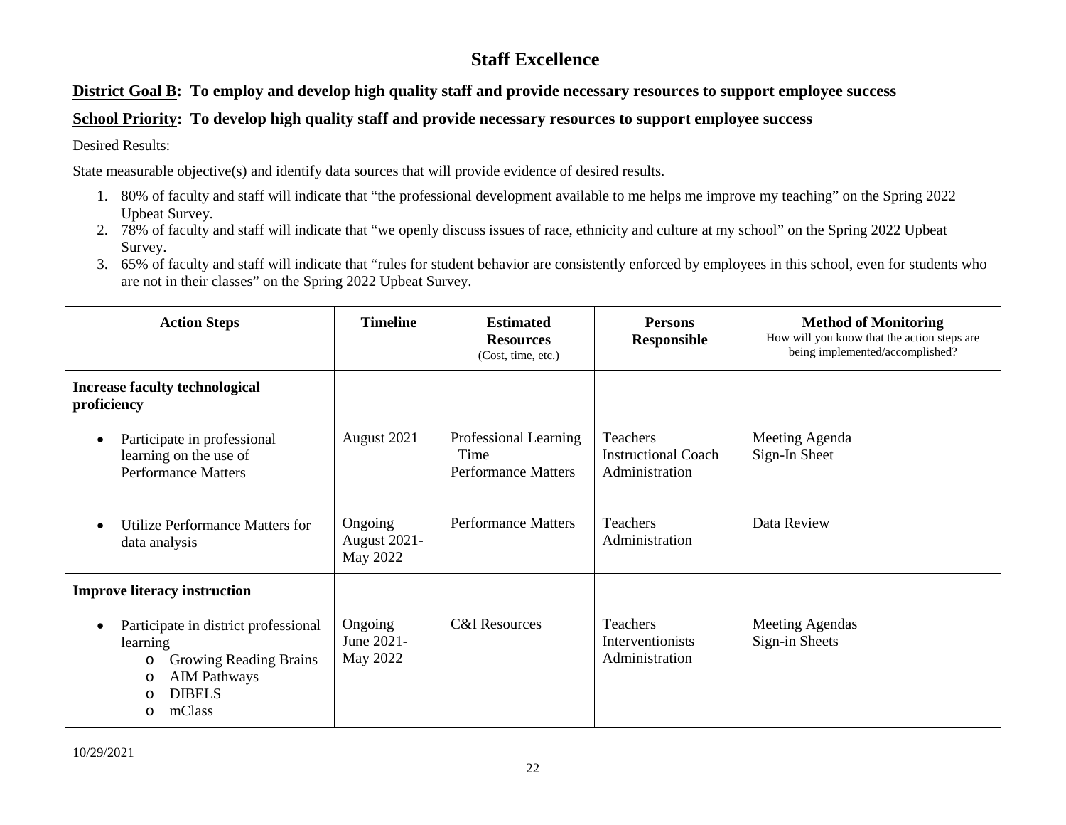# Staff Excellence

**District Goal B: To employ and develop high quality staff and provide necessary resources to support employee success**

**School Priority: To develop high quality staff and provide necessary resources to support employee success**

Desired Results:

State measurable objective(s) and identify data sources that will provide evidence of desired results.

1. 80% of faculty and staff will indicate that "the professional development available to me helps me improve my teaching" on the Spring 2022 Upbeat Survey.
2. 78% of faculty and staff will indicate that "we openly discuss issues of race, ethnicity and culture at my school" on the Spring 2022 Upbeat Survey.
3. 65% of faculty and staff will indicate that "rules for student behavior are consistently enforced by employees in this school, even for students who are not in their classes" on the Spring 2022 Upbeat Survey.

| Action Steps | Timeline | Estimated Resources (Cost, time, etc.) | Persons Responsible | Method of Monitoring How will you know that the action steps are being implemented/accomplished? |
|---|---|---|---|---|
| **Increase faculty technological proficiency** | | | | |
| • Participate in professional learning on the use of Performance Matters | August 2021 | Professional Learning Time Performance Matters | Teachers Instructional Coach Administration | Meeting Agenda Sign-In Sheet |
| • Utilize Performance Matters for data analysis | Ongoing August 2021-May 2022 | Performance Matters | Teachers Administration | Data Review |
| **Improve literacy instruction** | | | | |
| • Participate in district professional learning<br>o Growing Reading Brains<br>o AIM Pathways<br>o DIBELS<br>o mClass | Ongoing June 2021-May 2022 | C&I Resources | Teachers Interventionists Administration | Meeting Agendas Sign-in Sheets |

10/29/2021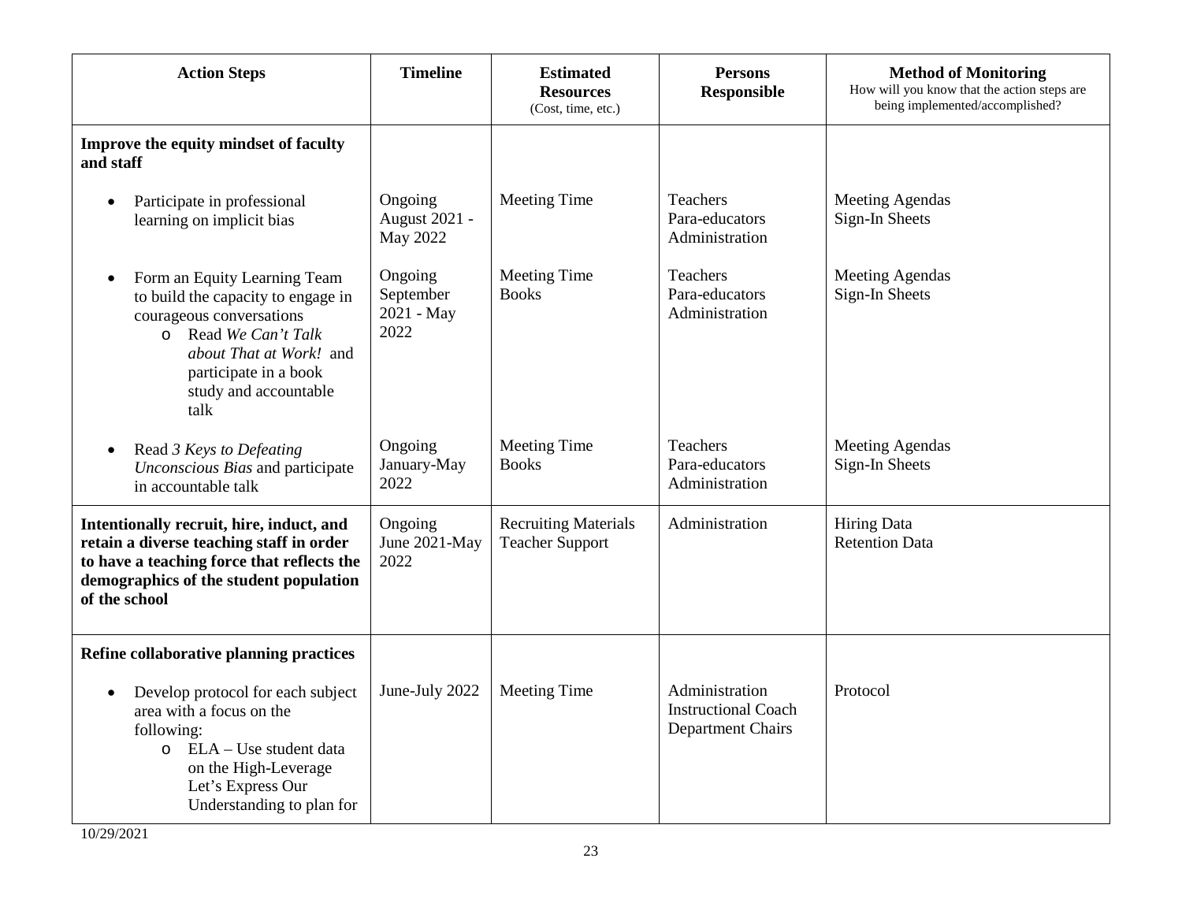| Action Steps | Timeline | Estimated Resources (Cost, time, etc.) | Persons Responsible | Method of Monitoring How will you know that the action steps are being implemented/accomplished? |
|---|---|---|---|---|
| **Improve the equity mindset of faculty and staff** | | | | |
| • Participate in professional learning on implicit bias | Ongoing August 2021 - May 2022 | Meeting Time | Teachers<br>Para-educators<br>Administration | Meeting Agendas<br>Sign-In Sheets |
| • Form an Equity Learning Team to build the capacity to engage in courageous conversations<br>o Read *We Can't Talk about That at Work!* and participate in a book study and accountable talk | Ongoing September 2021 - May 2022 | Meeting Time<br>Books | Teachers<br>Para-educators<br>Administration | Meeting Agendas<br>Sign-In Sheets |
| • Read *3 Keys to Defeating Unconscious Bias* and participate in accountable talk | Ongoing January-May 2022 | Meeting Time<br>Books | Teachers<br>Para-educators<br>Administration | Meeting Agendas<br>Sign-In Sheets |
| **Intentionally recruit, hire, induct, and retain a diverse teaching staff in order to have a teaching force that reflects the demographics of the student population of the school** | Ongoing June 2021-May 2022 | Recruiting Materials<br>Teacher Support | Administration | Hiring Data<br>Retention Data |
| **Refine collaborative planning practices** | | | | |
| • Develop protocol for each subject area with a focus on the following:<br>o ELA – Use student data on the High-Leverage Let's Express Our Understanding to plan for | June-July 2022 | Meeting Time | Administration<br>Instructional Coach<br>Department Chairs | Protocol |

10/29/2021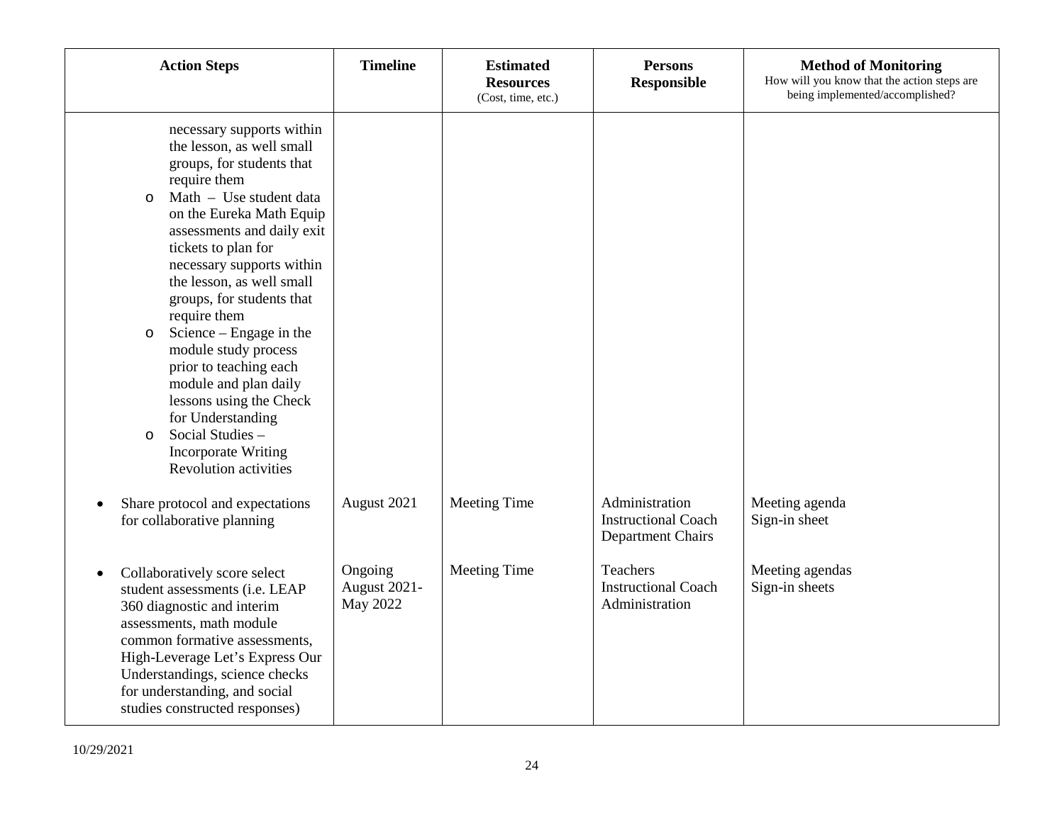| Action Steps | Timeline | Estimated Resources (Cost, time, etc.) | Persons Responsible | Method of Monitoring How will you know that the action steps are being implemented/accomplished? |
|---|---|---|---|---|
| necessary supports within the lesson, as well small groups, for students that require them<br>o Math – Use student data on the Eureka Math Equip assessments and daily exit tickets to plan for necessary supports within the lesson, as well small groups, for students that require them<br>o Science – Engage in the module study process prior to teaching each module and plan daily lessons using the Check for Understanding<br>o Social Studies – Incorporate Writing Revolution activities | | | | |
| • Share protocol and expectations for collaborative planning | August 2021 | Meeting Time | Administration<br>Instructional Coach<br>Department Chairs | Meeting agenda<br>Sign-in sheet |
| • Collaboratively score select student assessments (i.e. LEAP 360 diagnostic and interim assessments, math module common formative assessments, High-Leverage Let's Express Our Understandings, science checks for understanding, and social studies constructed responses) | Ongoing<br>August 2021-May 2022 | Meeting Time | Teachers<br>Instructional Coach<br>Administration | Meeting agendas<br>Sign-in sheets |

10/29/2021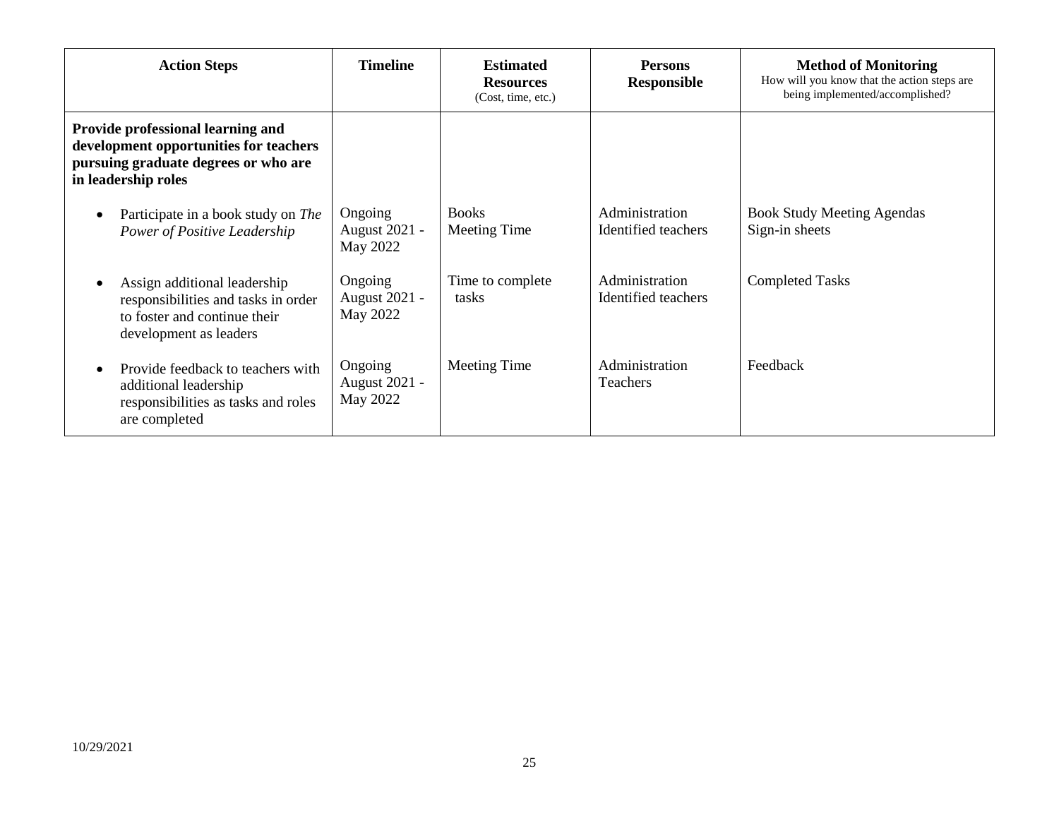| Action Steps | Timeline | Estimated Resources (Cost, time, etc.) | Persons Responsible | Method of Monitoring How will you know that the action steps are being implemented/accomplished? |
|---|---|---|---|---|
| **Provide professional learning and development opportunities for teachers pursuing graduate degrees or who are in leadership roles** | | | | |
| • Participate in a book study on *The Power of Positive Leadership* | Ongoing August 2021 - May 2022 | Books Meeting Time | Administration Identified teachers | Book Study Meeting Agendas Sign-in sheets |
| • Assign additional leadership responsibilities and tasks in order to foster and continue their development as leaders | Ongoing August 2021 - May 2022 | Time to complete tasks | Administration Identified teachers | Completed Tasks |
| • Provide feedback to teachers with additional leadership responsibilities as tasks and roles are completed | Ongoing August 2021 - May 2022 | Meeting Time | Administration Teachers | Feedback |

10/29/2021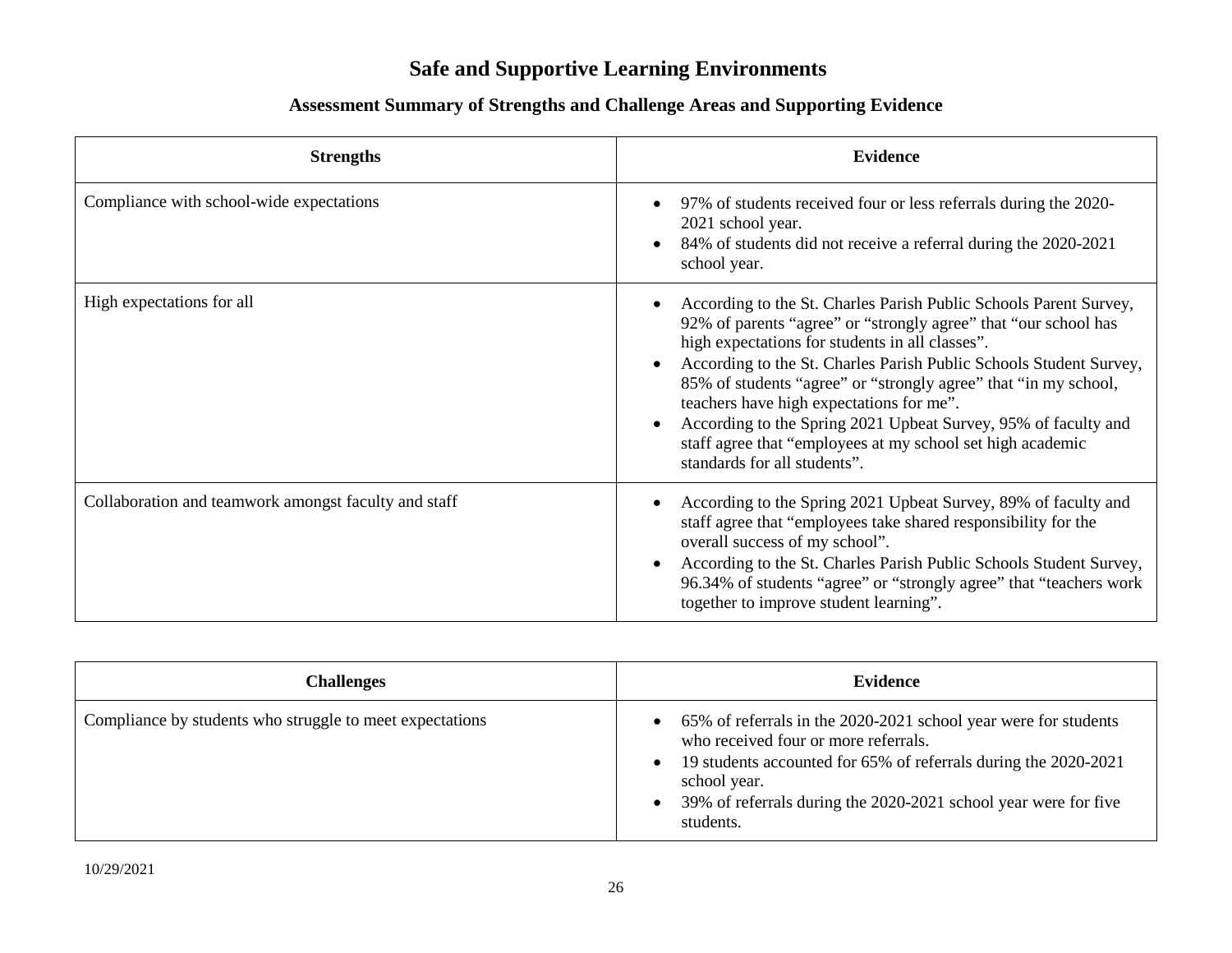# Safe and Supportive Learning Environments

## Assessment Summary of Strengths and Challenge Areas and Supporting Evidence

| Strengths | Evidence |
|---|---|
| Compliance with school-wide expectations | • 97% of students received four or less referrals during the 2020-2021 school year.<br>• 84% of students did not receive a referral during the 2020-2021 school year. |
| High expectations for all | • According to the St. Charles Parish Public Schools Parent Survey, 92% of parents "agree" or "strongly agree" that "our school has high expectations for students in all classes".<br>• According to the St. Charles Parish Public Schools Student Survey, 85% of students "agree" or "strongly agree" that "in my school, teachers have high expectations for me".<br>• According to the Spring 2021 Upbeat Survey, 95% of faculty and staff agree that "employees at my school set high academic standards for all students". |
| Collaboration and teamwork amongst faculty and staff | • According to the Spring 2021 Upbeat Survey, 89% of faculty and staff agree that "employees take shared responsibility for the overall success of my school".<br>• According to the St. Charles Parish Public Schools Student Survey, 96.34% of students "agree" or "strongly agree" that "teachers work together to improve student learning". |

| Challenges | Evidence |
|---|---|
| Compliance by students who struggle to meet expectations | • 65% of referrals in the 2020-2021 school year were for students who received four or more referrals.<br>• 19 students accounted for 65% of referrals during the 2020-2021 school year.<br>• 39% of referrals during the 2020-2021 school year were for five students. |

10/29/2021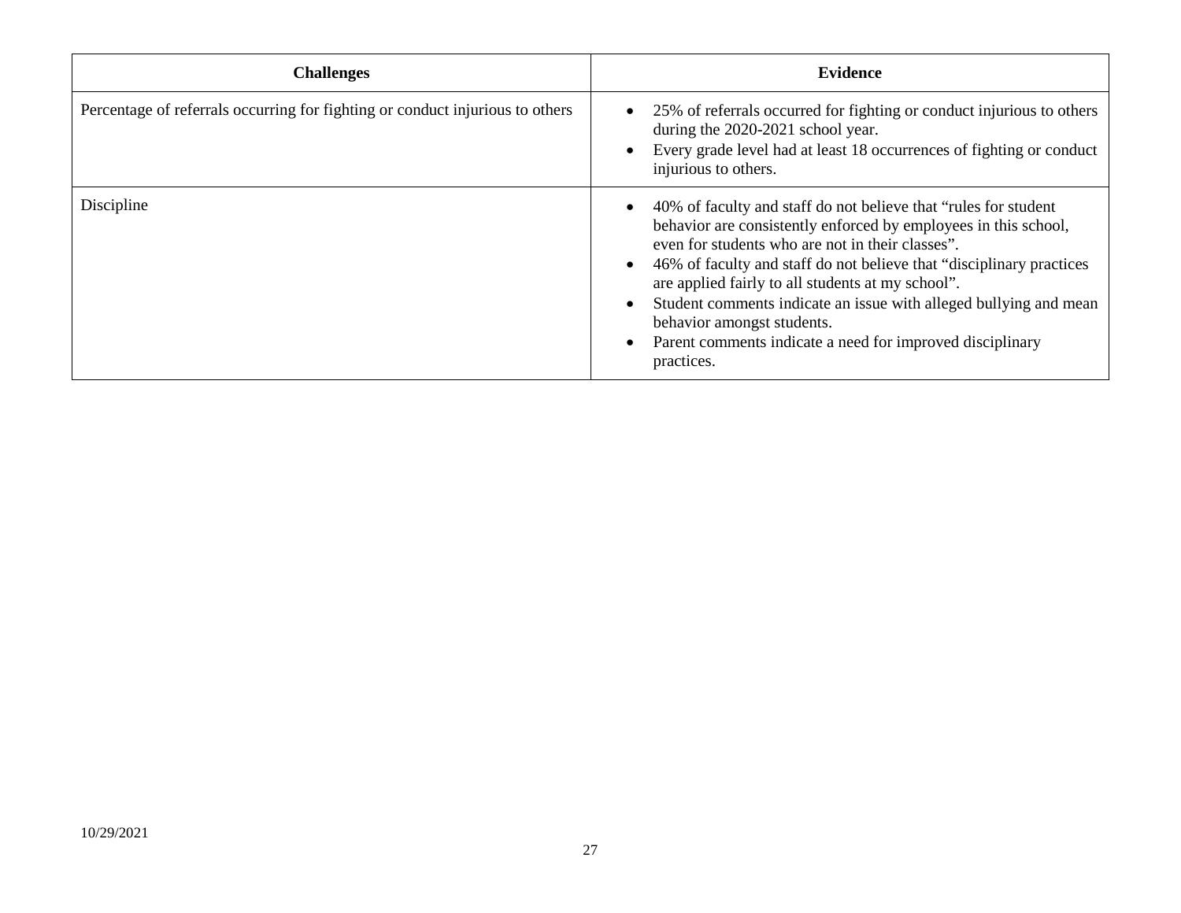| Challenges | Evidence |
|---|---|
| Percentage of referrals occurring for fighting or conduct injurious to others | • 25% of referrals occurred for fighting or conduct injurious to others during the 2020-2021 school year.<br>• Every grade level had at least 18 occurrences of fighting or conduct injurious to others. |
| Discipline | • 40% of faculty and staff do not believe that "rules for student behavior are consistently enforced by employees in this school, even for students who are not in their classes".<br>• 46% of faculty and staff do not believe that "disciplinary practices are applied fairly to all students at my school".<br>• Student comments indicate an issue with alleged bullying and mean behavior amongst students.<br>• Parent comments indicate a need for improved disciplinary practices. |

10/29/2021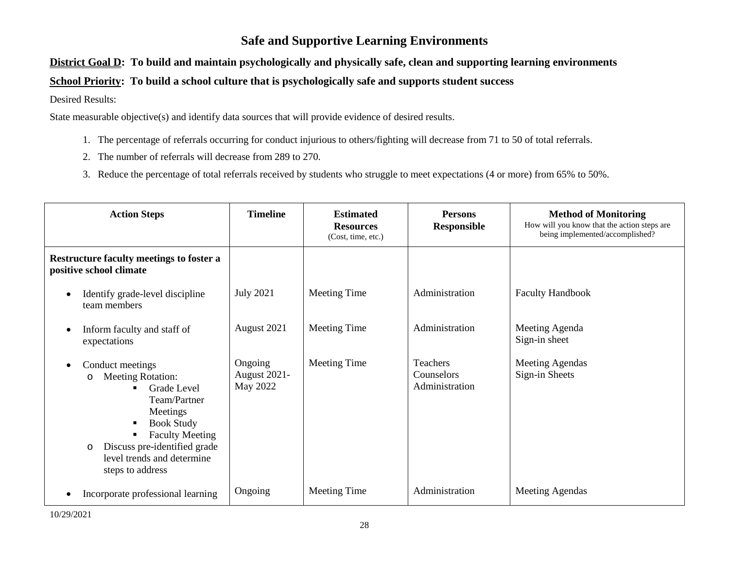# Safe and Supportive Learning Environments

**District Goal D: To build and maintain psychologically and physically safe, clean and supporting learning environments**

**School Priority: To build a school culture that is psychologically safe and supports student success**

Desired Results:

State measurable objective(s) and identify data sources that will provide evidence of desired results.

1. The percentage of referrals occurring for conduct injurious to others/fighting will decrease from 71 to 50 of total referrals.
2. The number of referrals will decrease from 289 to 270.
3. Reduce the percentage of total referrals received by students who struggle to meet expectations (4 or more) from 65% to 50%.

| Action Steps | Timeline | Estimated Resources (Cost, time, etc.) | Persons Responsible | Method of Monitoring How will you know that the action steps are being implemented/accomplished? |
|---|---|---|---|---|
| **Restructure faculty meetings to foster a positive school climate** | | | | |
| • Identify grade-level discipline team members | July 2021 | Meeting Time | Administration | Faculty Handbook |
| • Inform faculty and staff of expectations | August 2021 | Meeting Time | Administration | Meeting Agenda<br>Sign-in sheet |
| • Conduct meetings<br>o Meeting Rotation:<br>▪ Grade Level Team/Partner Meetings<br>▪ Book Study<br>▪ Faculty Meeting<br>o Discuss pre-identified grade level trends and determine steps to address | Ongoing<br>August 2021-May 2022 | Meeting Time | Teachers<br>Counselors<br>Administration | Meeting Agendas<br>Sign-in Sheets |
| • Incorporate professional learning | Ongoing | Meeting Time | Administration | Meeting Agendas |

10/29/2021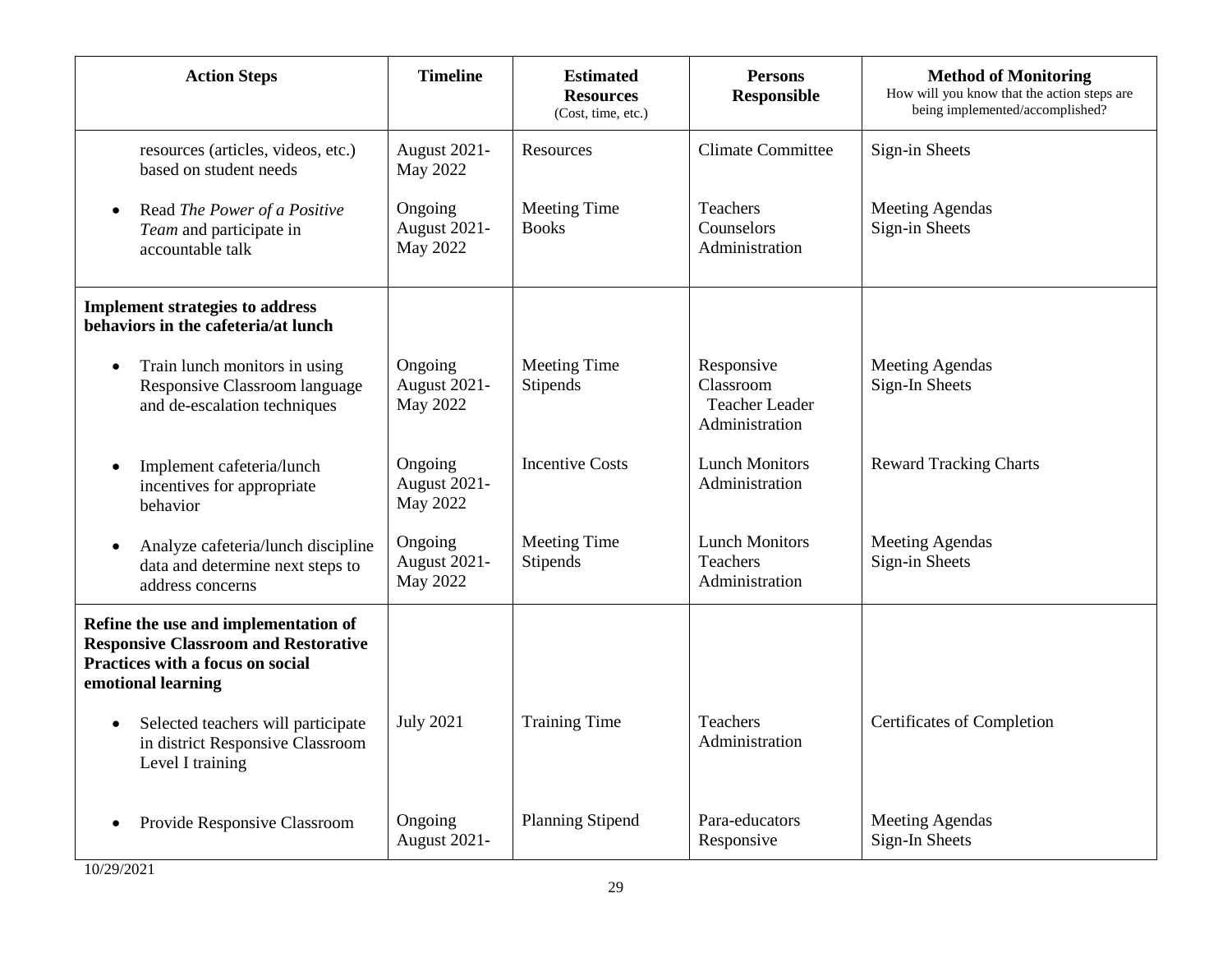| **Action Steps** | **Timeline** | **Estimated Resources** (Cost, time, etc.) | **Persons Responsible** | **Method of Monitoring** How will you know that the action steps are being implemented/accomplished? |
|---|---|---|---|---|
| resources (articles, videos, etc.) based on student needs | August 2021- May 2022 | Resources | Climate Committee | Sign-in Sheets |
| • Read *The Power of a Positive Team* and participate in accountable talk | Ongoing August 2021- May 2022 | Meeting Time Books | Teachers Counselors Administration | Meeting Agendas Sign-in Sheets |
| **Implement strategies to address behaviors in the cafeteria/at lunch** | | | | |
| • Train lunch monitors in using Responsive Classroom language and de-escalation techniques | Ongoing August 2021- May 2022 | Meeting Time Stipends | Responsive Classroom Teacher Leader Administration | Meeting Agendas Sign-In Sheets |
| • Implement cafeteria/lunch incentives for appropriate behavior | Ongoing August 2021- May 2022 | Incentive Costs | Lunch Monitors Administration | Reward Tracking Charts |
| • Analyze cafeteria/lunch discipline data and determine next steps to address concerns | Ongoing August 2021- May 2022 | Meeting Time Stipends | Lunch Monitors Teachers Administration | Meeting Agendas Sign-in Sheets |
| **Refine the use and implementation of Responsive Classroom and Restorative Practices with a focus on social emotional learning** | | | | |
| • Selected teachers will participate in district Responsive Classroom Level I training | July 2021 | Training Time | Teachers Administration | Certificates of Completion |
| • Provide Responsive Classroom | Ongoing August 2021- | Planning Stipend | Para-educators Responsive | Meeting Agendas Sign-In Sheets |

10/29/2021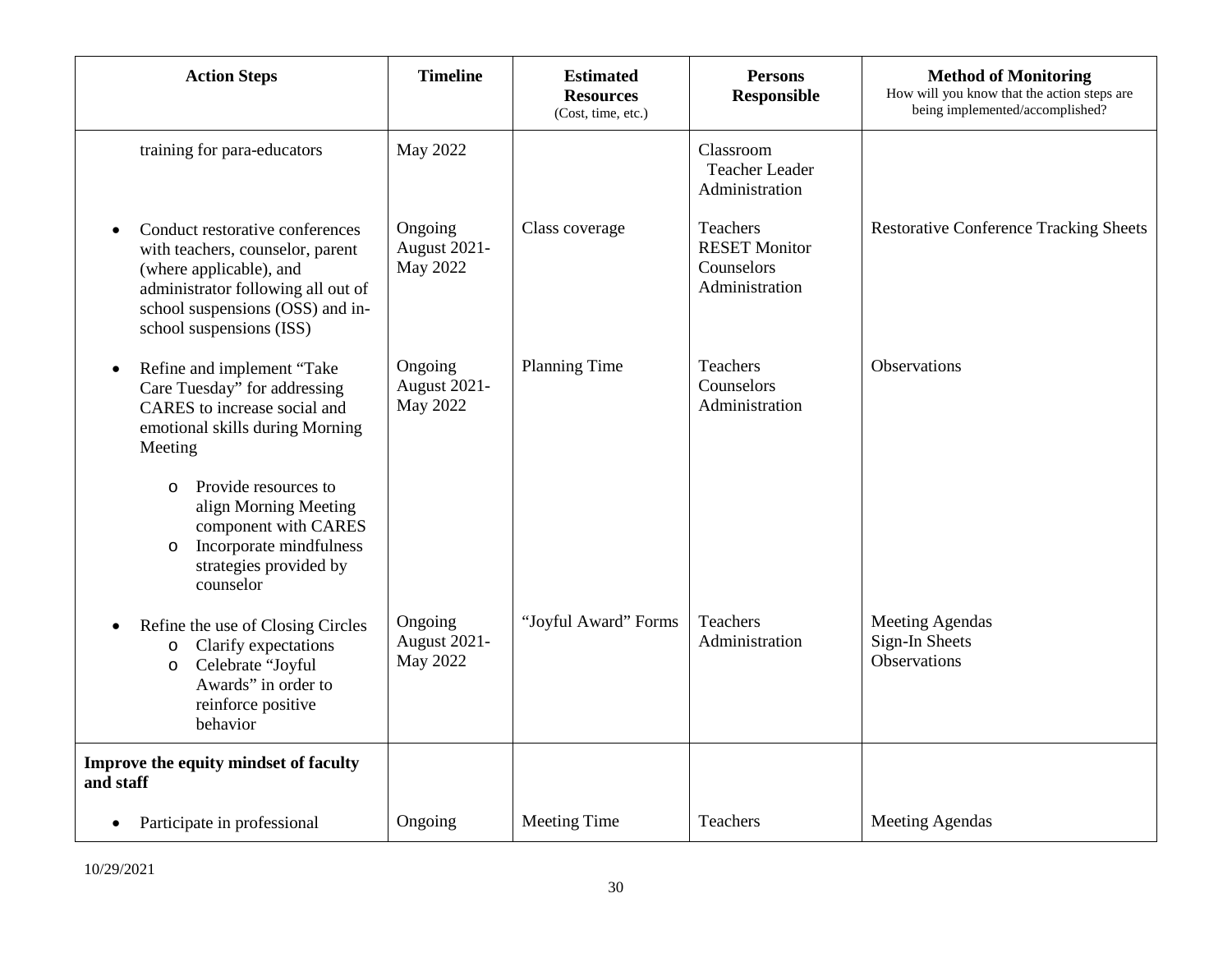| Action Steps | Timeline | Estimated Resources (Cost, time, etc.) | Persons Responsible | Method of Monitoring How will you know that the action steps are being implemented/accomplished? |
|---|---|---|---|---|
| training for para-educators | May 2022 | | Classroom Teacher Leader Administration | |
| • Conduct restorative conferences with teachers, counselor, parent (where applicable), and administrator following all out of school suspensions (OSS) and in-school suspensions (ISS) | Ongoing August 2021-May 2022 | Class coverage | Teachers RESET Monitor Counselors Administration | Restorative Conference Tracking Sheets |
| • Refine and implement "Take Care Tuesday" for addressing CARES to increase social and emotional skills during Morning Meeting<br>o Provide resources to align Morning Meeting component with CARES<br>o Incorporate mindfulness strategies provided by counselor | Ongoing August 2021-May 2022 | Planning Time | Teachers Counselors Administration | Observations |
| • Refine the use of Closing Circles<br>o Clarify expectations<br>o Celebrate "Joyful Awards" in order to reinforce positive behavior | Ongoing August 2021-May 2022 | "Joyful Award" Forms | Teachers Administration | Meeting Agendas Sign-In Sheets Observations |
| **Improve the equity mindset of faculty and staff** | | | | |
| • Participate in professional | Ongoing | Meeting Time | Teachers | Meeting Agendas |

10/29/2021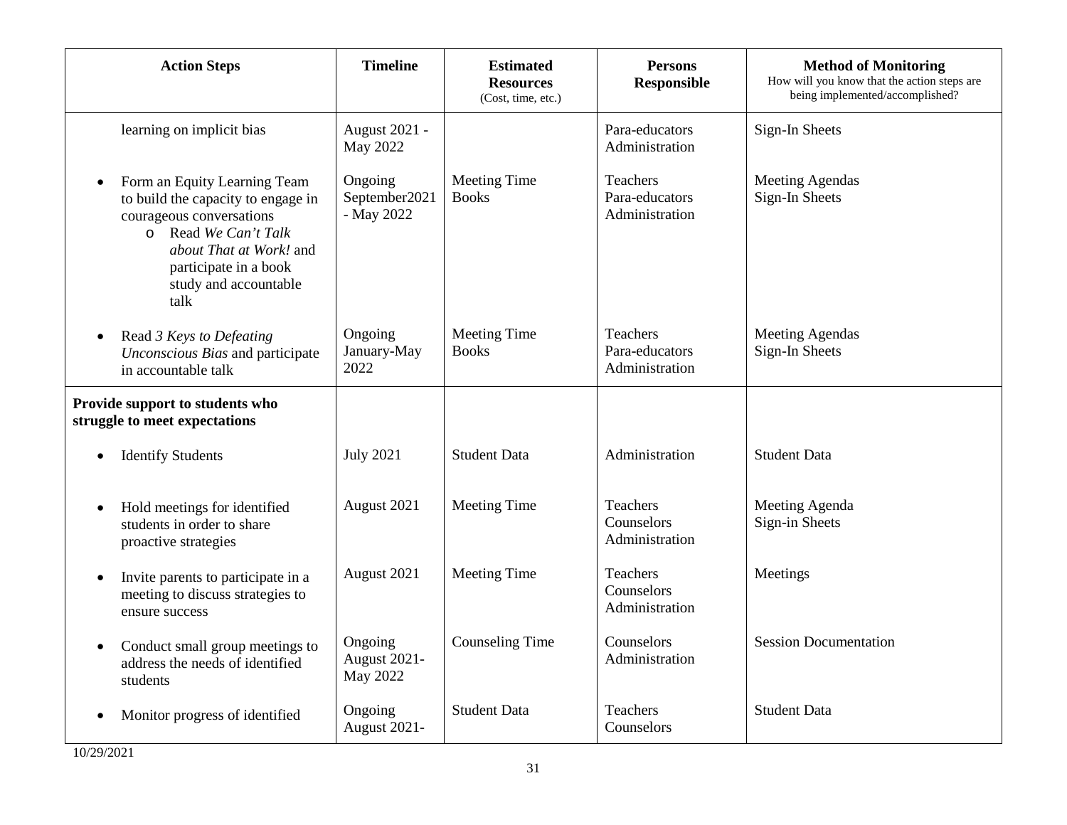| Action Steps | Timeline | Estimated Resources (Cost, time, etc.) | Persons Responsible | Method of Monitoring How will you know that the action steps are being implemented/accomplished? |
|---|---|---|---|---|
| learning on implicit bias | August 2021 - May 2022 | | Para-educators<br>Administration | Sign-In Sheets |
| • Form an Equity Learning Team to build the capacity to engage in courageous conversations<br>o Read *We Can't Talk about That at Work!* and participate in a book study and accountable talk | Ongoing September2021 - May 2022 | Meeting Time<br>Books | Teachers<br>Para-educators<br>Administration | Meeting Agendas<br>Sign-In Sheets |
| • Read *3 Keys to Defeating Unconscious Bias* and participate in accountable talk | Ongoing January-May 2022 | Meeting Time<br>Books | Teachers<br>Para-educators<br>Administration | Meeting Agendas<br>Sign-In Sheets |
| **Provide support to students who struggle to meet expectations** | | | | |
| • Identify Students | July 2021 | Student Data | Administration | Student Data |
| • Hold meetings for identified students in order to share proactive strategies | August 2021 | Meeting Time | Teachers<br>Counselors<br>Administration | Meeting Agenda<br>Sign-in Sheets |
| • Invite parents to participate in a meeting to discuss strategies to ensure success | August 2021 | Meeting Time | Teachers<br>Counselors<br>Administration | Meetings |
| • Conduct small group meetings to address the needs of identified students | Ongoing August 2021- May 2022 | Counseling Time | Counselors<br>Administration | Session Documentation |
| • Monitor progress of identified | Ongoing August 2021- | Student Data | Teachers<br>Counselors | Student Data |

10/29/2021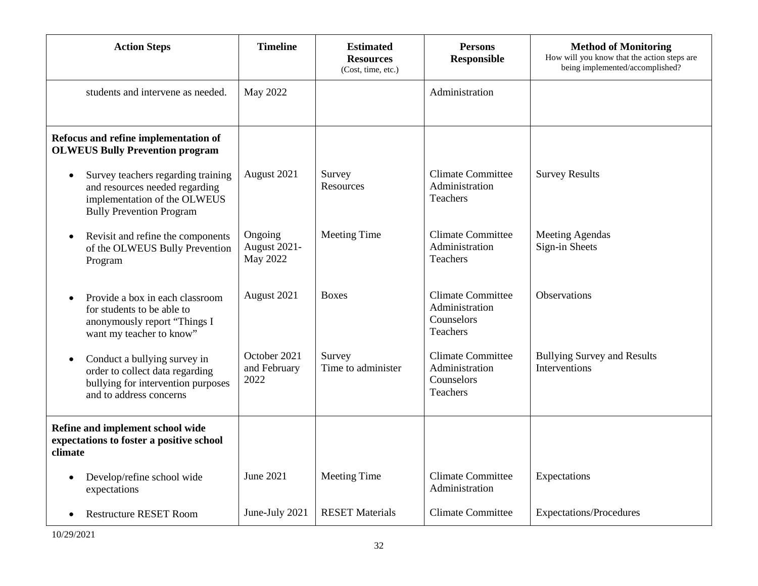| Action Steps | Timeline | Estimated Resources (Cost, time, etc.) | Persons Responsible | Method of Monitoring How will you know that the action steps are being implemented/accomplished? |
|---|---|---|---|---|
| students and intervene as needed. | May 2022 | | Administration | |
| **Refocus and refine implementation of OLWEUS Bully Prevention program** | | | | |
| • Survey teachers regarding training and resources needed regarding implementation of the OLWEUS Bully Prevention Program | August 2021 | Survey<br>Resources | Climate Committee<br>Administration<br>Teachers | Survey Results |
| • Revisit and refine the components of the OLWEUS Bully Prevention Program | Ongoing<br>August 2021-May 2022 | Meeting Time | Climate Committee<br>Administration<br>Teachers | Meeting Agendas<br>Sign-in Sheets |
| • Provide a box in each classroom for students to be able to anonymously report "Things I want my teacher to know" | August 2021 | Boxes | Climate Committee<br>Administration<br>Counselors<br>Teachers | Observations |
| • Conduct a bullying survey in order to collect data regarding bullying for intervention purposes and to address concerns | October 2021 and February 2022 | Survey<br>Time to administer | Climate Committee<br>Administration<br>Counselors<br>Teachers | Bullying Survey and Results<br>Interventions |
| **Refine and implement school wide expectations to foster a positive school climate** | | | | |
| • Develop/refine school wide expectations | June 2021 | Meeting Time | Climate Committee<br>Administration | Expectations |
| • Restructure RESET Room | June-July 2021 | RESET Materials | Climate Committee | Expectations/Procedures |

10/29/2021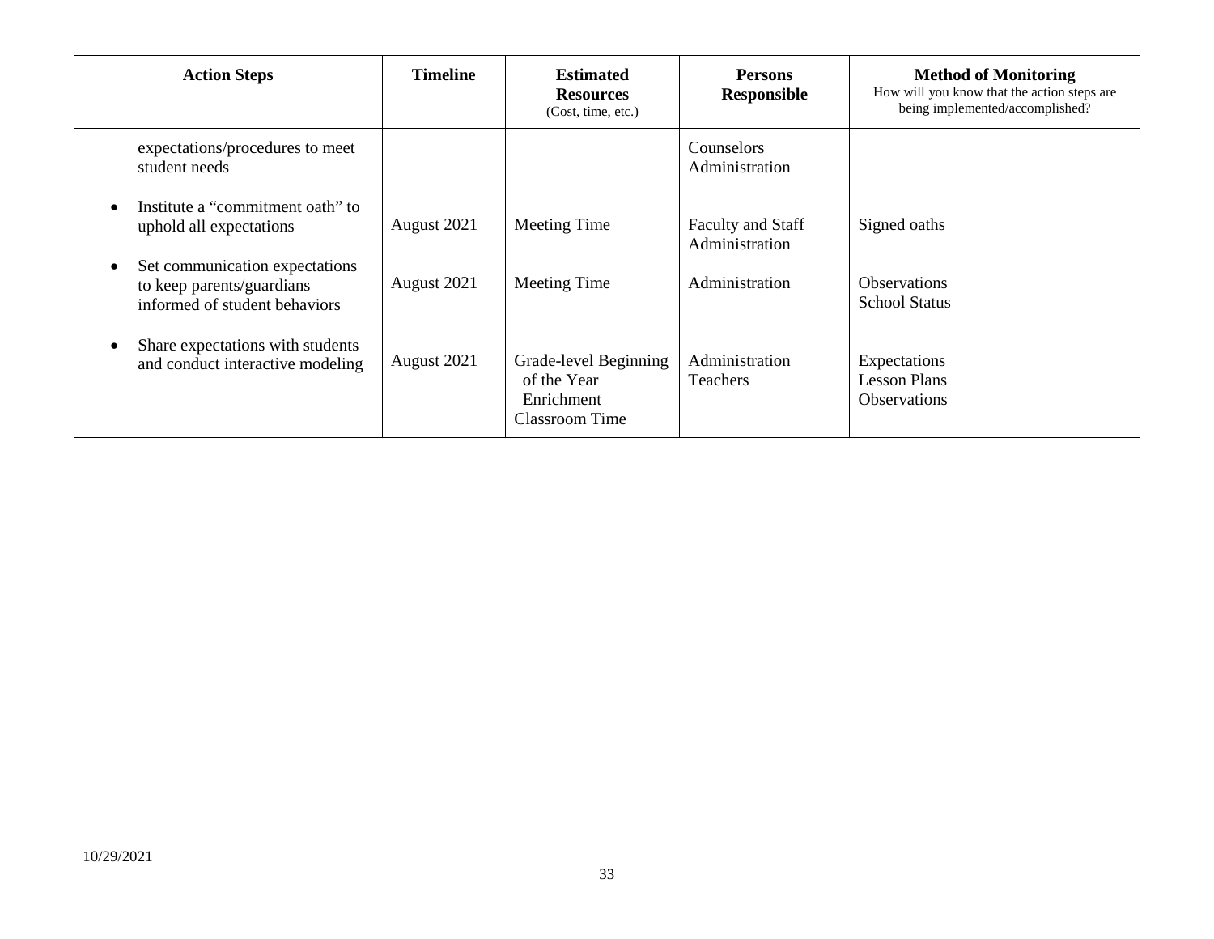| Action Steps | Timeline | Estimated Resources (Cost, time, etc.) | Persons Responsible | Method of Monitoring How will you know that the action steps are being implemented/accomplished? |
|---|---|---|---|---|
| expectations/procedures to meet student needs | | | Counselors<br>Administration | |
| • Institute a "commitment oath" to uphold all expectations | August 2021 | Meeting Time | Faculty and Staff<br>Administration | Signed oaths |
| • Set communication expectations to keep parents/guardians informed of student behaviors | August 2021 | Meeting Time | Administration | Observations<br>School Status |
| • Share expectations with students and conduct interactive modeling | August 2021 | Grade-level Beginning of the Year Enrichment Classroom Time | Administration<br>Teachers | Expectations<br>Lesson Plans<br>Observations |

10/29/2021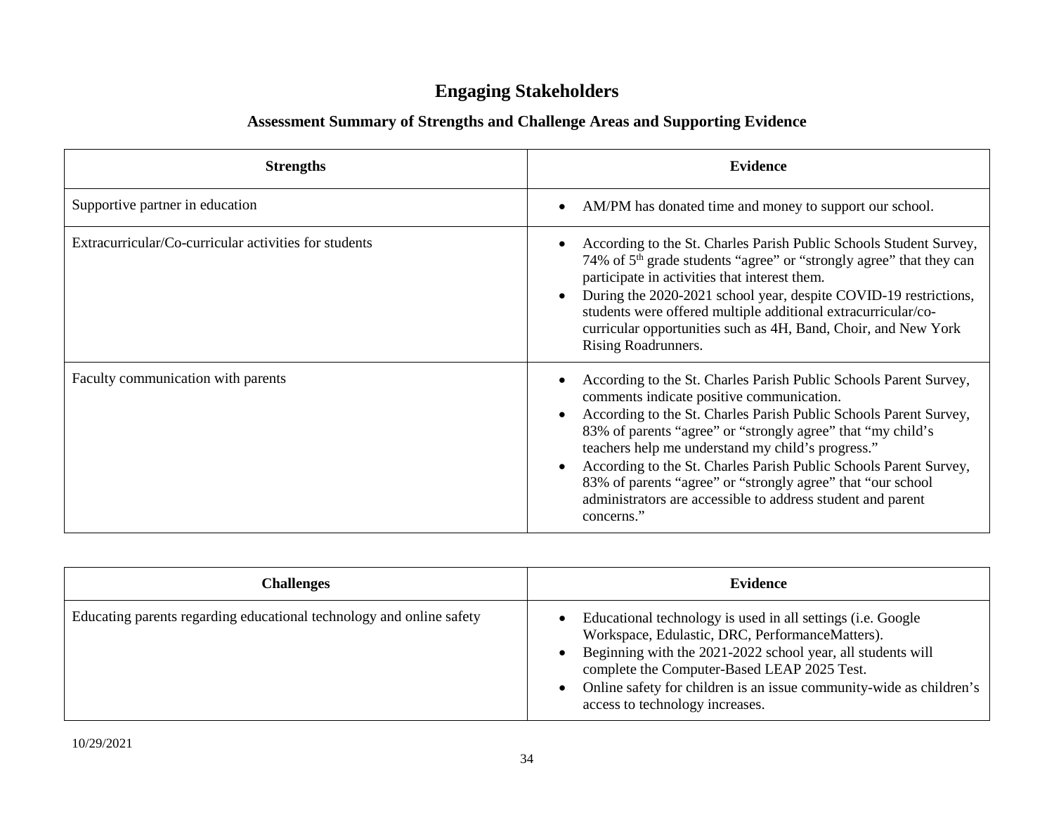# Engaging Stakeholders

## Assessment Summary of Strengths and Challenge Areas and Supporting Evidence

| Strengths | Evidence |
|---|---|
| Supportive partner in education | • AM/PM has donated time and money to support our school. |
| Extracurricular/Co-curricular activities for students | • According to the St. Charles Parish Public Schools Student Survey, 74% of 5th grade students "agree" or "strongly agree" that they can participate in activities that interest them.<br>• During the 2020-2021 school year, despite COVID-19 restrictions, students were offered multiple additional extracurricular/co-curricular opportunities such as 4H, Band, Choir, and New York Rising Roadrunners. |
| Faculty communication with parents | • According to the St. Charles Parish Public Schools Parent Survey, comments indicate positive communication.<br>• According to the St. Charles Parish Public Schools Parent Survey, 83% of parents "agree" or "strongly agree" that "my child's teachers help me understand my child's progress."<br>• According to the St. Charles Parish Public Schools Parent Survey, 83% of parents "agree" or "strongly agree" that "our school administrators are accessible to address student and parent concerns." |

| Challenges | Evidence |
|---|---|
| Educating parents regarding educational technology and online safety | • Educational technology is used in all settings (i.e. Google Workspace, Edulastic, DRC, PerformanceMatters).<br>• Beginning with the 2021-2022 school year, all students will complete the Computer-Based LEAP 2025 Test.<br>• Online safety for children is an issue community-wide as children's access to technology increases. |

10/29/2021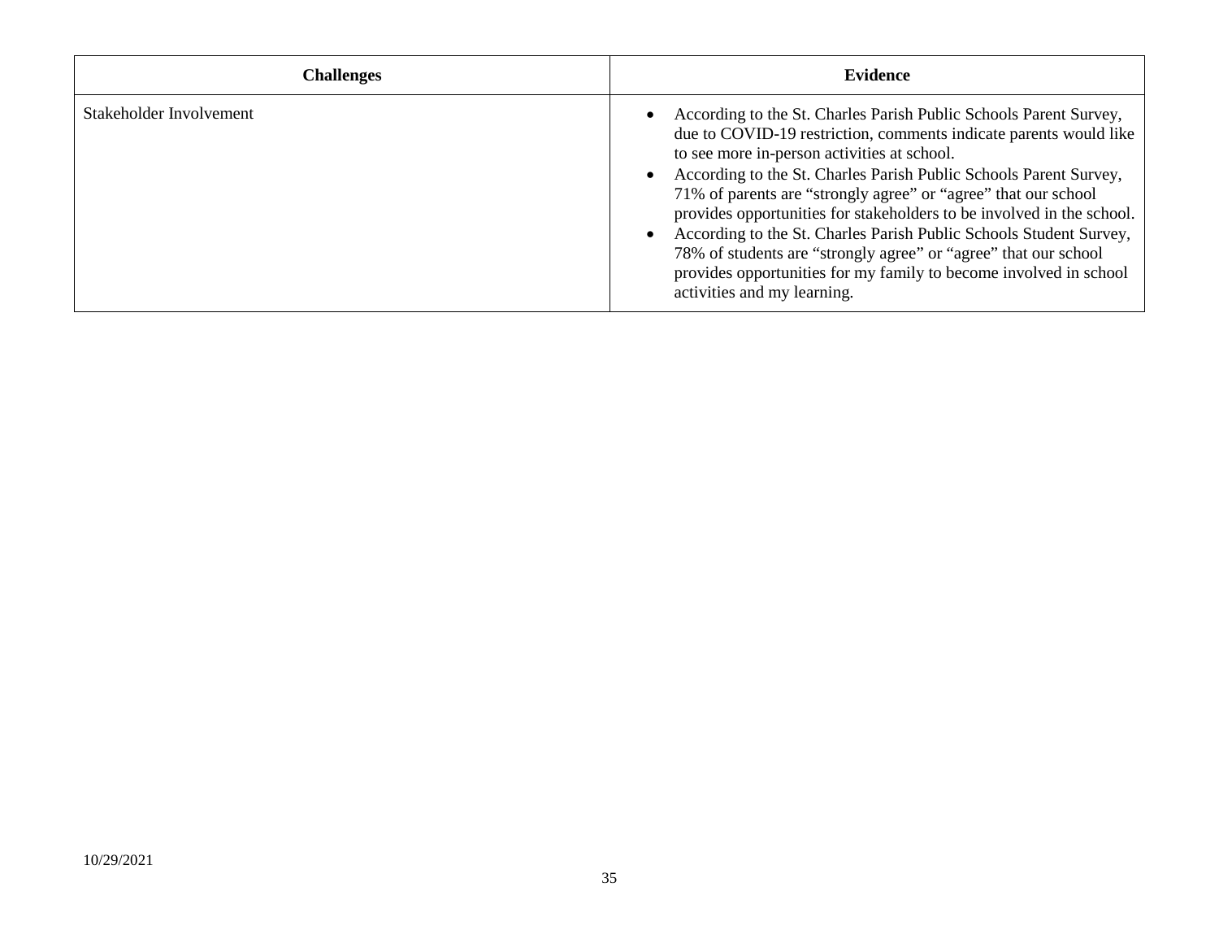| Challenges | Evidence |
| --- | --- |
| Stakeholder Involvement | • According to the St. Charles Parish Public Schools Parent Survey, due to COVID-19 restriction, comments indicate parents would like to see more in-person activities at school.<br>• According to the St. Charles Parish Public Schools Parent Survey, 71% of parents are “strongly agree” or “agree” that our school provides opportunities for stakeholders to be involved in the school.<br>• According to the St. Charles Parish Public Schools Student Survey, 78% of students are “strongly agree” or “agree” that our school provides opportunities for my family to become involved in school activities and my learning. |

10/29/2021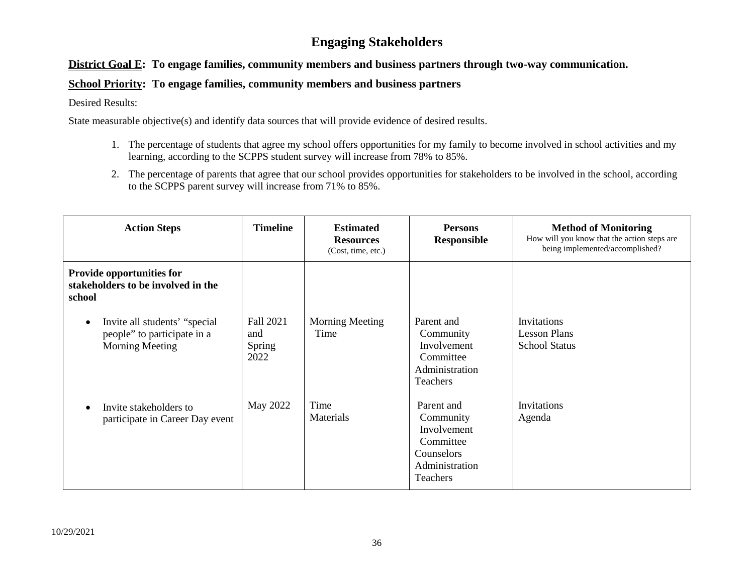# Engaging Stakeholders

**<u>District Goal E</u>: To engage families, community members and business partners through two-way communication.**

**<u>School Priority</u>: To engage families, community members and business partners**

Desired Results:

State measurable objective(s) and identify data sources that will provide evidence of desired results.

1. The percentage of students that agree my school offers opportunities for my family to become involved in school activities and my learning, according to the SCPPS student survey will increase from 78% to 85%.
2. The percentage of parents that agree that our school provides opportunities for stakeholders to be involved in the school, according to the SCPPS parent survey will increase from 71% to 85%.

| Action Steps | Timeline | Estimated Resources (Cost, time, etc.) | Persons Responsible | Method of Monitoring How will you know that the action steps are being implemented/accomplished? |
|---|---|---|---|---|
| **Provide opportunities for stakeholders to be involved in the school** | | | | |
| • Invite all students' "special people" to participate in a Morning Meeting | Fall 2021 and Spring 2022 | Morning Meeting Time | Parent and Community Involvement Committee<br>Administration<br>Teachers | Invitations<br>Lesson Plans<br>School Status |
| • Invite stakeholders to participate in Career Day event | May 2022 | Time<br>Materials | Parent and Community Involvement Committee<br>Counselors<br>Administration<br>Teachers | Invitations<br>Agenda |

10/29/2021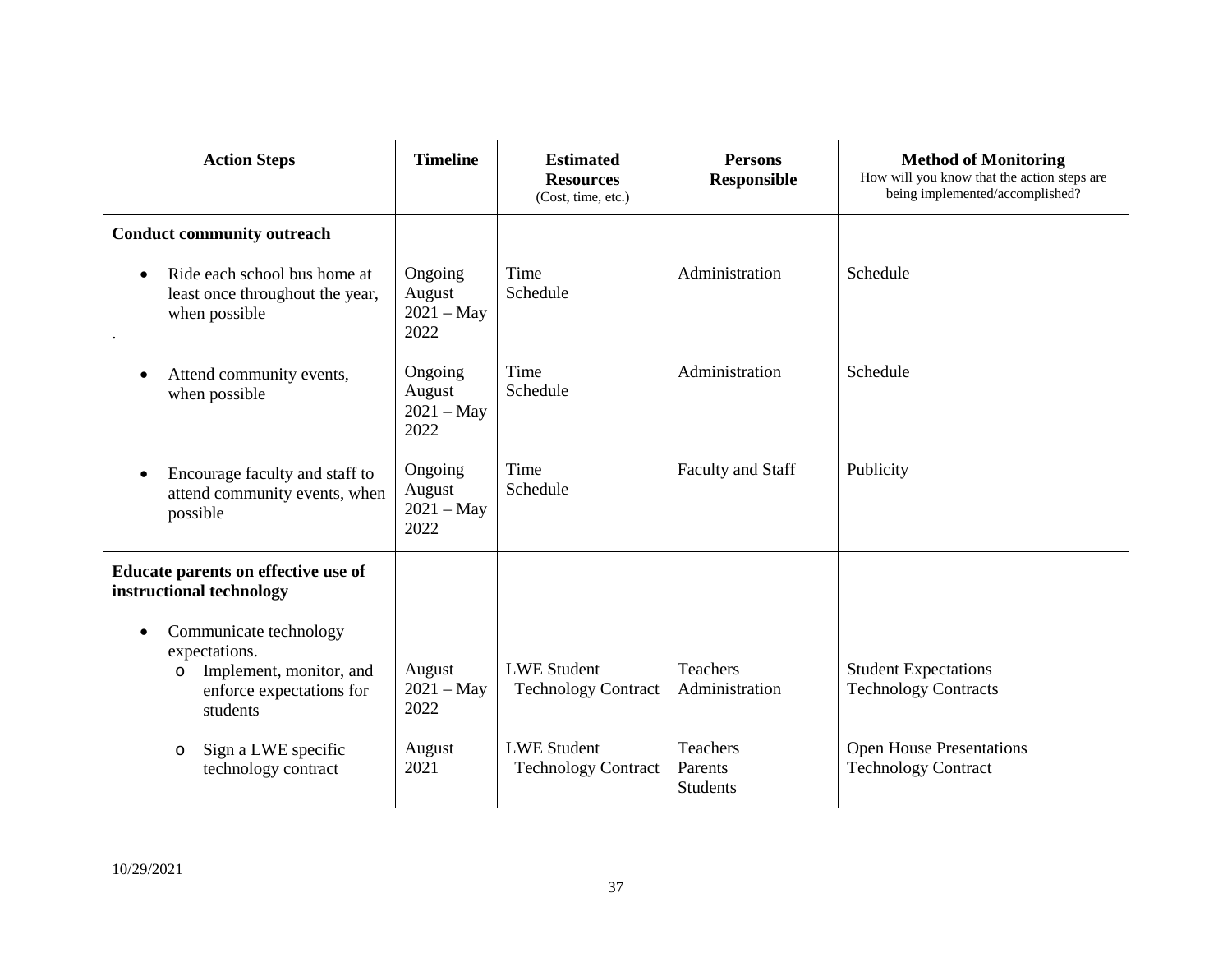| Action Steps | Timeline | Estimated Resources (Cost, time, etc.) | Persons Responsible | Method of Monitoring How will you know that the action steps are being implemented/accomplished? |
|---|---|---|---|---|
| **Conduct community outreach** | | | | |
| • Ride each school bus home at least once throughout the year, when possible | Ongoing August 2021 – May 2022 | Time Schedule | Administration | Schedule |
| • Attend community events, when possible | Ongoing August 2021 – May 2022 | Time Schedule | Administration | Schedule |
| • Encourage faculty and staff to attend community events, when possible | Ongoing August 2021 – May 2022 | Time Schedule | Faculty and Staff | Publicity |
| **Educate parents on effective use of instructional technology** | | | | |
| • Communicate technology expectations. | | | | |
| o Implement, monitor, and enforce expectations for students | August 2021 – May 2022 | LWE Student Technology Contract | Teachers Administration | Student Expectations Technology Contracts |
| o Sign a LWE specific technology contract | August 2021 | LWE Student Technology Contract | Teachers Parents Students | Open House Presentations Technology Contract |

10/29/2021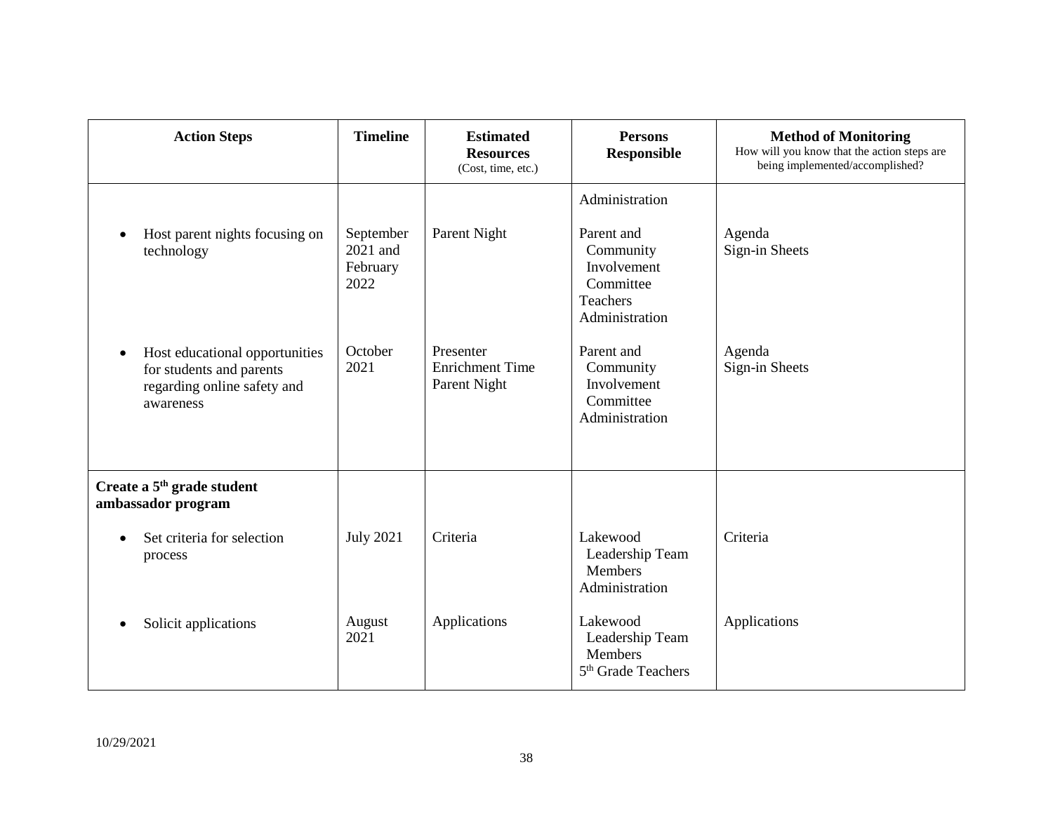| Action Steps | Timeline | Estimated Resources (Cost, time, etc.) | Persons Responsible | Method of Monitoring How will you know that the action steps are being implemented/accomplished? |
|---|---|---|---|---|
| | | | Administration | |
| • Host parent nights focusing on technology | September 2021 and February 2022 | Parent Night | Parent and Community Involvement Committee<br>Teachers<br>Administration | Agenda<br>Sign-in Sheets |
| • Host educational opportunities for students and parents regarding online safety and awareness | October 2021 | Presenter<br>Enrichment Time<br>Parent Night | Parent and Community Involvement Committee<br>Administration | Agenda<br>Sign-in Sheets |
| **Create a 5th grade student ambassador program** | | | | |
| • Set criteria for selection process | July 2021 | Criteria | Lakewood Leadership Team Members<br>Administration | Criteria |
| • Solicit applications | August 2021 | Applications | Lakewood Leadership Team Members<br>5th Grade Teachers | Applications |

10/29/2021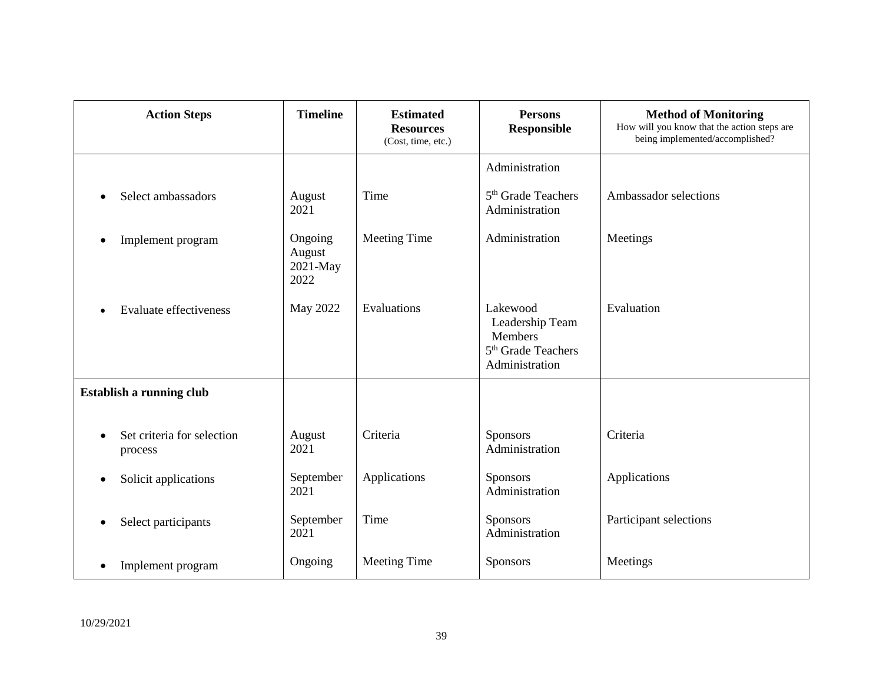| Action Steps | Timeline | Estimated Resources (Cost, time, etc.) | Persons Responsible | Method of Monitoring How will you know that the action steps are being implemented/accomplished? |
|---|---|---|---|---|
| | | | Administration | |
| • Select ambassadors | August 2021 | Time | 5th Grade Teachers Administration | Ambassador selections |
| • Implement program | Ongoing August 2021-May 2022 | Meeting Time | Administration | Meetings |
| • Evaluate effectiveness | May 2022 | Evaluations | Lakewood Leadership Team Members 5th Grade Teachers Administration | Evaluation |
| **Establish a running club** | | | | |
| • Set criteria for selection process | August 2021 | Criteria | Sponsors Administration | Criteria |
| • Solicit applications | September 2021 | Applications | Sponsors Administration | Applications |
| • Select participants | September 2021 | Time | Sponsors Administration | Participant selections |
| • Implement program | Ongoing | Meeting Time | Sponsors | Meetings |

10/29/2021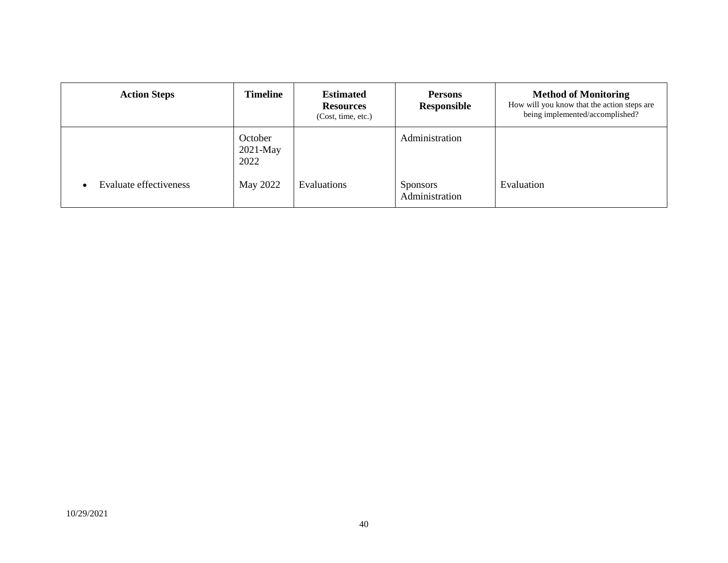| Action Steps | Timeline | Estimated Resources (Cost, time, etc.) | Persons Responsible | Method of Monitoring How will you know that the action steps are being implemented/accomplished? |
|---|---|---|---|---|
| | October 2021-May 2022 | | Administration | |
| • Evaluate effectiveness | May 2022 | Evaluations | Sponsors Administration | Evaluation |

10/29/2021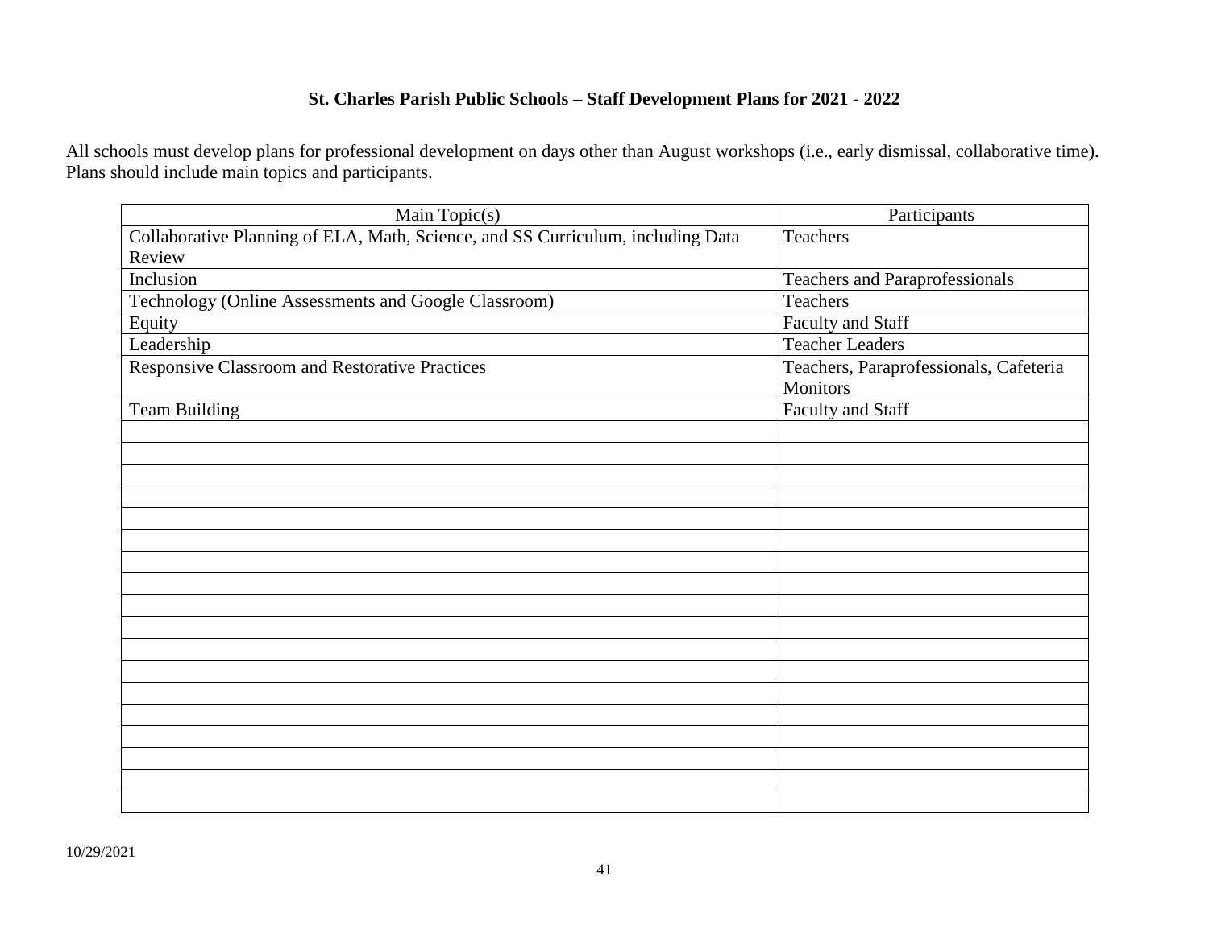## St. Charles Parish Public Schools – Staff Development Plans for 2021 - 2022

All schools must develop plans for professional development on days other than August workshops (i.e., early dismissal, collaborative time). Plans should include main topics and participants.

| Main Topic(s) | Participants |
|---|---|
| Collaborative Planning of ELA, Math, Science, and SS Curriculum, including Data Review | Teachers |
| Inclusion | Teachers and Paraprofessionals |
| Technology (Online Assessments and Google Classroom) | Teachers |
| Equity | Faculty and Staff |
| Leadership | Teacher Leaders |
| Responsive Classroom and Restorative Practices | Teachers, Paraprofessionals, Cafeteria Monitors |
| Team Building | Faculty and Staff |
| | |
| | |
| | |
| | |
| | |
| | |
| | |
| | |
| | |
| | |
| | |
| | |
| | |
| | |
| | |
| | |
| | |
| | |

10/29/2021